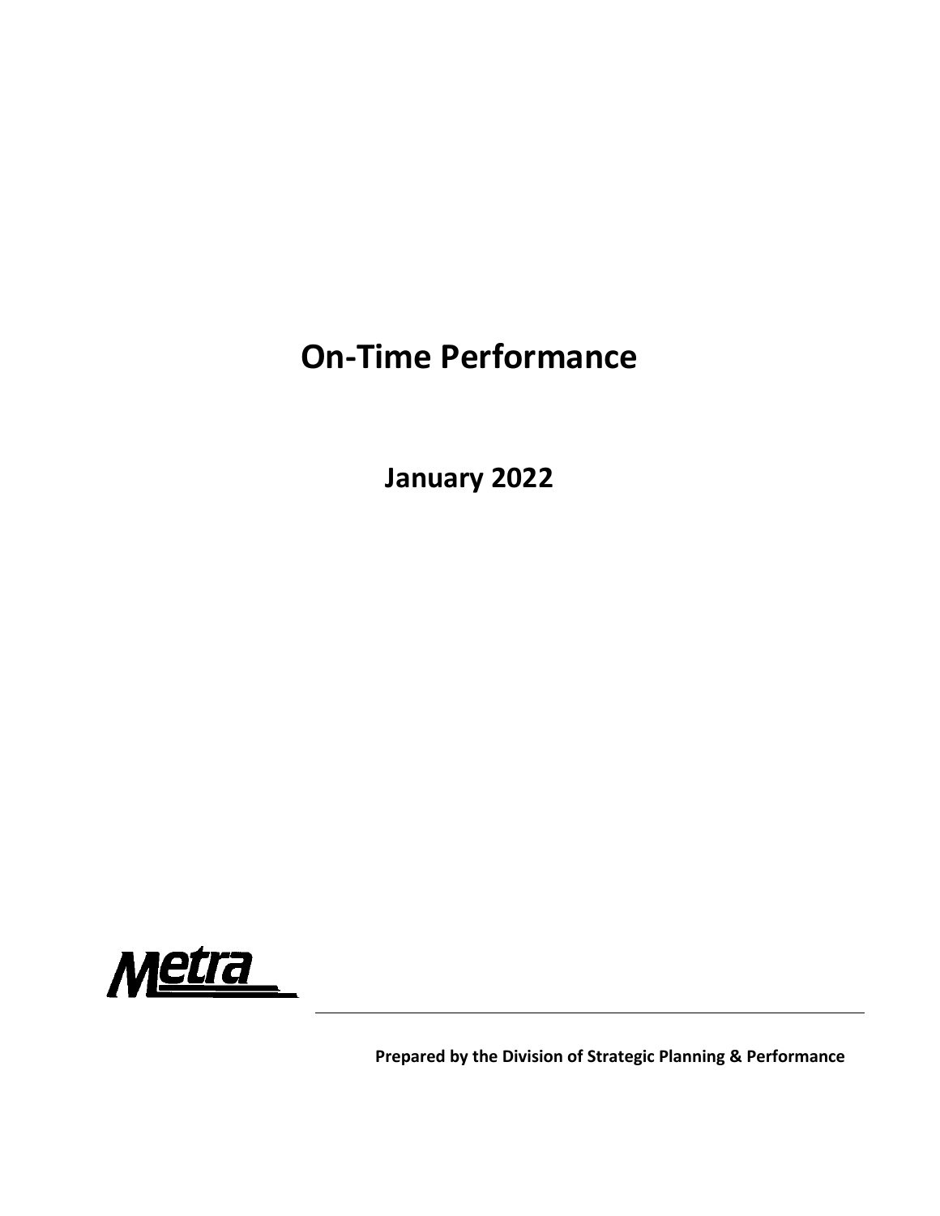# On-Time Performance

## January 2022

Metra

**Prepared by the Division of Strategic Planning & Performance**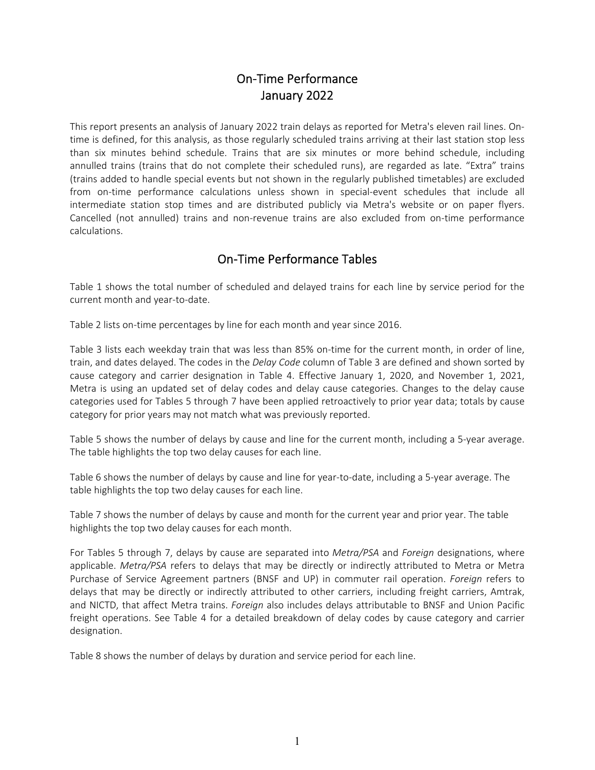# On-Time Performance
# January 2022

This report presents an analysis of January 2022 train delays as reported for Metra's eleven rail lines. On-time is defined, for this analysis, as those regularly scheduled trains arriving at their last station stop less than six minutes behind schedule. Trains that are six minutes or more behind schedule, including annulled trains (trains that do not complete their scheduled runs), are regarded as late. "Extra" trains (trains added to handle special events but not shown in the regularly published timetables) are excluded from on-time performance calculations unless shown in special-event schedules that include all intermediate station stop times and are distributed publicly via Metra's website or on paper flyers. Cancelled (not annulled) trains and non-revenue trains are also excluded from on-time performance calculations.

## On-Time Performance Tables

Table 1 shows the total number of scheduled and delayed trains for each line by service period for the current month and year-to-date.

Table 2 lists on-time percentages by line for each month and year since 2016.

Table 3 lists each weekday train that was less than 85% on-time for the current month, in order of line, train, and dates delayed. The codes in the *Delay Code* column of Table 3 are defined and shown sorted by cause category and carrier designation in Table 4. Effective January 1, 2020, and November 1, 2021, Metra is using an updated set of delay codes and delay cause categories. Changes to the delay cause categories used for Tables 5 through 7 have been applied retroactively to prior year data; totals by cause category for prior years may not match what was previously reported.

Table 5 shows the number of delays by cause and line for the current month, including a 5-year average. The table highlights the top two delay causes for each line.

Table 6 shows the number of delays by cause and line for year-to-date, including a 5-year average. The table highlights the top two delay causes for each line.

Table 7 shows the number of delays by cause and month for the current year and prior year. The table highlights the top two delay causes for each month.

For Tables 5 through 7, delays by cause are separated into *Metra/PSA* and *Foreign* designations, where applicable. *Metra/PSA* refers to delays that may be directly or indirectly attributed to Metra or Metra Purchase of Service Agreement partners (BNSF and UP) in commuter rail operation. *Foreign* refers to delays that may be directly or indirectly attributed to other carriers, including freight carriers, Amtrak, and NICTD, that affect Metra trains. *Foreign* also includes delays attributable to BNSF and Union Pacific freight operations. See Table 4 for a detailed breakdown of delay codes by cause category and carrier designation.

Table 8 shows the number of delays by duration and service period for each line.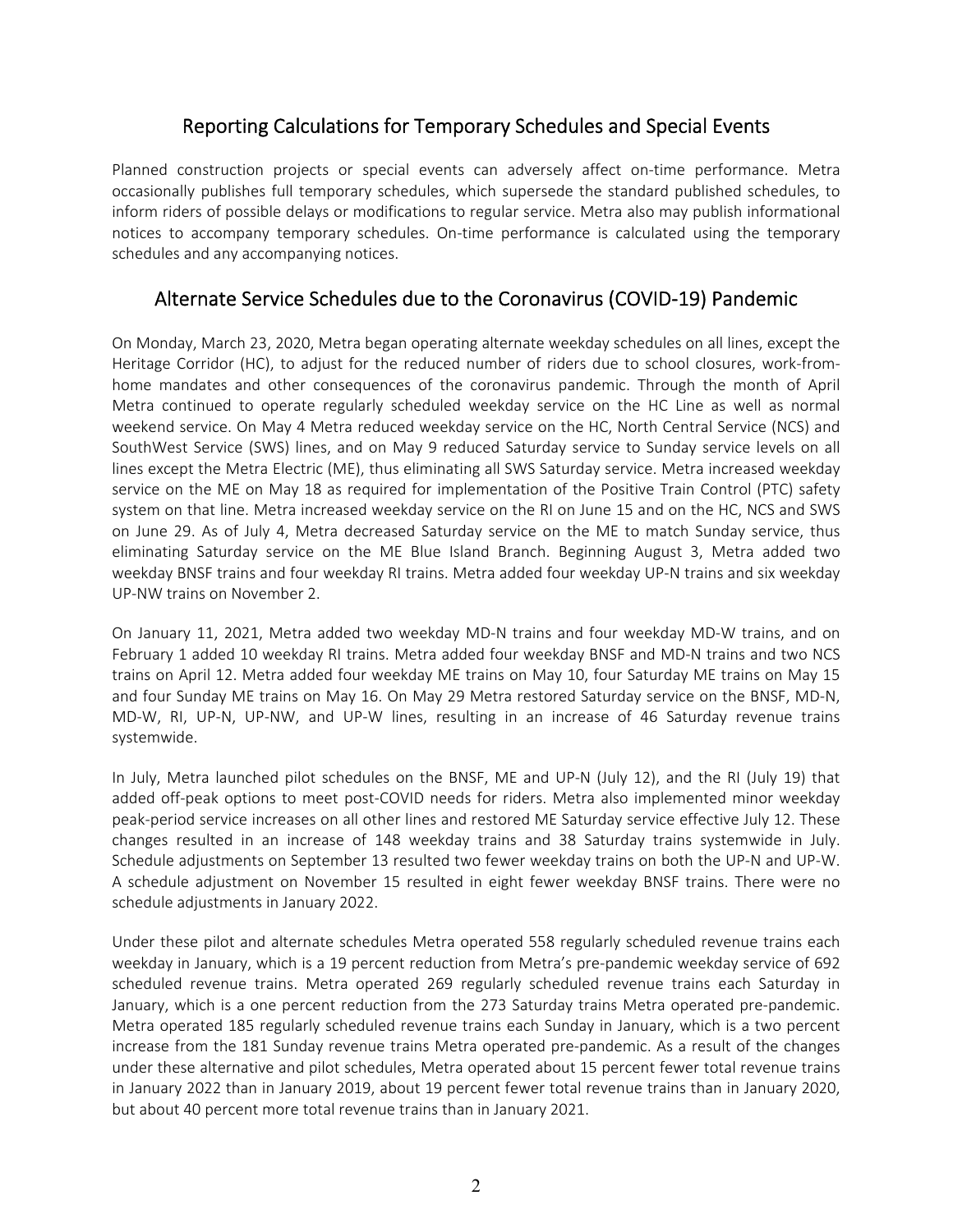## Reporting Calculations for Temporary Schedules and Special Events

Planned construction projects or special events can adversely affect on-time performance. Metra occasionally publishes full temporary schedules, which supersede the standard published schedules, to inform riders of possible delays or modifications to regular service. Metra also may publish informational notices to accompany temporary schedules. On-time performance is calculated using the temporary schedules and any accompanying notices.

## Alternate Service Schedules due to the Coronavirus (COVID-19) Pandemic

On Monday, March 23, 2020, Metra began operating alternate weekday schedules on all lines, except the Heritage Corridor (HC), to adjust for the reduced number of riders due to school closures, work-from-home mandates and other consequences of the coronavirus pandemic. Through the month of April Metra continued to operate regularly scheduled weekday service on the HC Line as well as normal weekend service. On May 4 Metra reduced weekday service on the HC, North Central Service (NCS) and SouthWest Service (SWS) lines, and on May 9 reduced Saturday service to Sunday service levels on all lines except the Metra Electric (ME), thus eliminating all SWS Saturday service. Metra increased weekday service on the ME on May 18 as required for implementation of the Positive Train Control (PTC) safety system on that line. Metra increased weekday service on the RI on June 15 and on the HC, NCS and SWS on June 29. As of July 4, Metra decreased Saturday service on the ME to match Sunday service, thus eliminating Saturday service on the ME Blue Island Branch. Beginning August 3, Metra added two weekday BNSF trains and four weekday RI trains. Metra added four weekday UP-N trains and six weekday UP-NW trains on November 2.

On January 11, 2021, Metra added two weekday MD-N trains and four weekday MD-W trains, and on February 1 added 10 weekday RI trains. Metra added four weekday BNSF and MD-N trains and two NCS trains on April 12. Metra added four weekday ME trains on May 10, four Saturday ME trains on May 15 and four Sunday ME trains on May 16. On May 29 Metra restored Saturday service on the BNSF, MD-N, MD-W, RI, UP-N, UP-NW, and UP-W lines, resulting in an increase of 46 Saturday revenue trains systemwide.

In July, Metra launched pilot schedules on the BNSF, ME and UP-N (July 12), and the RI (July 19) that added off-peak options to meet post-COVID needs for riders. Metra also implemented minor weekday peak-period service increases on all other lines and restored ME Saturday service effective July 12. These changes resulted in an increase of 148 weekday trains and 38 Saturday trains systemwide in July. Schedule adjustments on September 13 resulted two fewer weekday trains on both the UP-N and UP-W. A schedule adjustment on November 15 resulted in eight fewer weekday BNSF trains. There were no schedule adjustments in January 2022.

Under these pilot and alternate schedules Metra operated 558 regularly scheduled revenue trains each weekday in January, which is a 19 percent reduction from Metra's pre-pandemic weekday service of 692 scheduled revenue trains. Metra operated 269 regularly scheduled revenue trains each Saturday in January, which is a one percent reduction from the 273 Saturday trains Metra operated pre-pandemic. Metra operated 185 regularly scheduled revenue trains each Sunday in January, which is a two percent increase from the 181 Sunday revenue trains Metra operated pre-pandemic. As a result of the changes under these alternative and pilot schedules, Metra operated about 15 percent fewer total revenue trains in January 2022 than in January 2019, about 19 percent fewer total revenue trains than in January 2020, but about 40 percent more total revenue trains than in January 2021.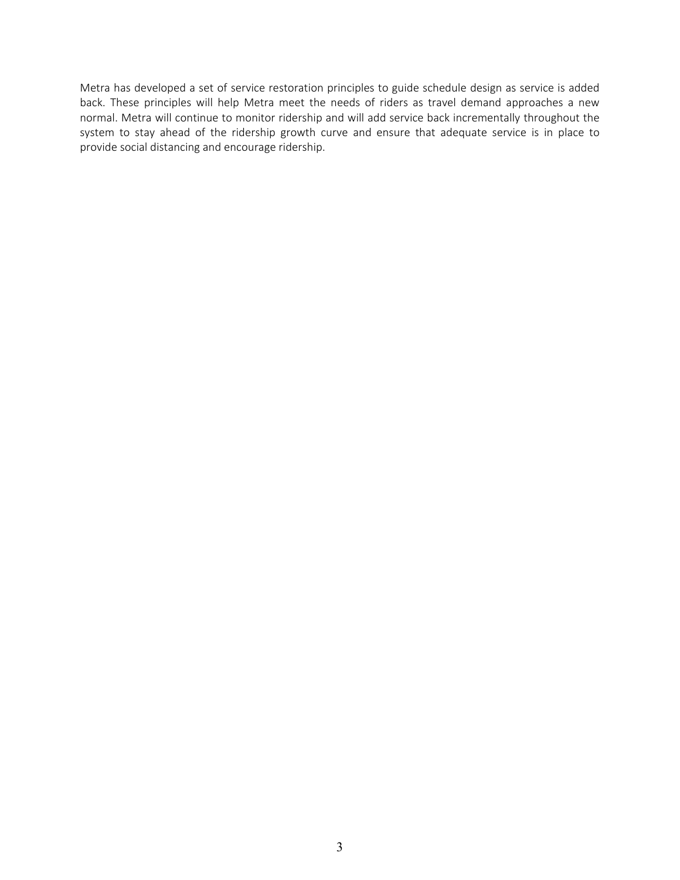Metra has developed a set of service restoration principles to guide schedule design as service is added back. These principles will help Metra meet the needs of riders as travel demand approaches a new normal. Metra will continue to monitor ridership and will add service back incrementally throughout the system to stay ahead of the ridership growth curve and ensure that adequate service is in place to provide social distancing and encourage ridership.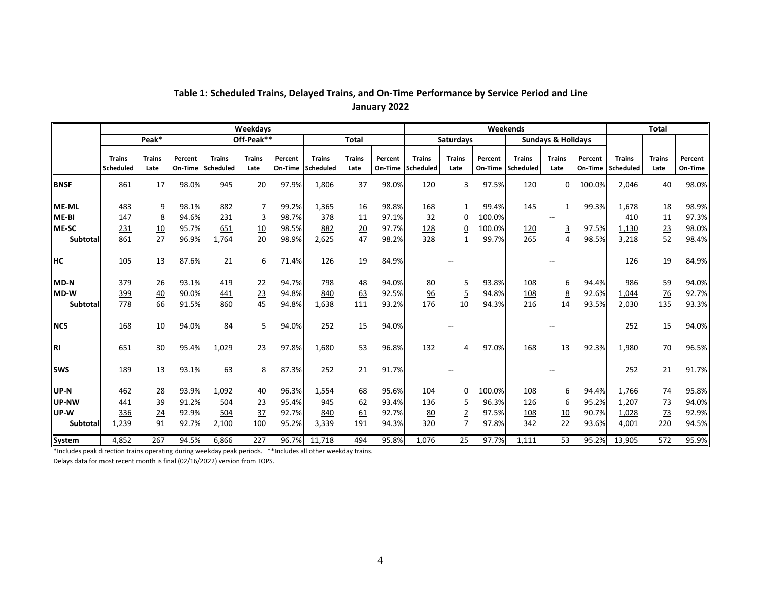**Table 1: Scheduled Trains, Delayed Trains, and On-Time Performance by Service Period and Line**

**January 2022**

| | Weekdays | | | | | | | | | Weekends | | | | | | Total | | |
|---|---|---|---|---|---|---|---|---|---|---|---|---|---|---|---|---|---|---|
| | Peak* | | | Off-Peak** | | | Total | | | Saturdays | | | Sundays & Holidays | | | | | |
| | Trains Scheduled | Trains Late | Percent On-Time | Trains Scheduled | Trains Late | Percent On-Time | Trains Scheduled | Trains Late | Percent On-Time | Trains Scheduled | Trains Late | Percent On-Time | Trains Scheduled | Trains Late | Percent On-Time | Trains Scheduled | Trains Late | Percent On-Time |
| **BNSF** | 861 | 17 | 98.0% | 945 | 20 | 97.9% | 1,806 | 37 | 98.0% | 120 | 3 | 97.5% | 120 | 0 | 100.0% | 2,046 | 40 | 98.0% |
| **ME-ML** | 483 | 9 | 98.1% | 882 | 7 | 99.2% | 1,365 | 16 | 98.8% | 168 | 1 | 99.4% | 145 | 1 | 99.3% | 1,678 | 18 | 98.9% |
| **ME-BI** | 147 | 8 | 94.6% | 231 | 3 | 98.7% | 378 | 11 | 97.1% | 32 | 0 | 100.0% | | -- | | 410 | 11 | 97.3% |
| **ME-SC** | 231 | 10 | 95.7% | 651 | 10 | 98.5% | 882 | 20 | 97.7% | 128 | 0 | 100.0% | 120 | 3 | 97.5% | 1,130 | 23 | 98.0% |
| **Subtotal** | 861 | 27 | 96.9% | 1,764 | 20 | 98.9% | 2,625 | 47 | 98.2% | 328 | 1 | 99.7% | 265 | 4 | 98.5% | 3,218 | 52 | 98.4% |
| **HC** | 105 | 13 | 87.6% | 21 | 6 | 71.4% | 126 | 19 | 84.9% | | -- | | | -- | | 126 | 19 | 84.9% |
| **MD-N** | 379 | 26 | 93.1% | 419 | 22 | 94.7% | 798 | 48 | 94.0% | 80 | 5 | 93.8% | 108 | 6 | 94.4% | 986 | 59 | 94.0% |
| **MD-W** | 399 | 40 | 90.0% | 441 | 23 | 94.8% | 840 | 63 | 92.5% | 96 | 5 | 94.8% | 108 | 8 | 92.6% | 1,044 | 76 | 92.7% |
| **Subtotal** | 778 | 66 | 91.5% | 860 | 45 | 94.8% | 1,638 | 111 | 93.2% | 176 | 10 | 94.3% | 216 | 14 | 93.5% | 2,030 | 135 | 93.3% |
| **NCS** | 168 | 10 | 94.0% | 84 | 5 | 94.0% | 252 | 15 | 94.0% | | -- | | | -- | | 252 | 15 | 94.0% |
| **RI** | 651 | 30 | 95.4% | 1,029 | 23 | 97.8% | 1,680 | 53 | 96.8% | 132 | 4 | 97.0% | 168 | 13 | 92.3% | 1,980 | 70 | 96.5% |
| **SWS** | 189 | 13 | 93.1% | 63 | 8 | 87.3% | 252 | 21 | 91.7% | | -- | | | -- | | 252 | 21 | 91.7% |
| **UP-N** | 462 | 28 | 93.9% | 1,092 | 40 | 96.3% | 1,554 | 68 | 95.6% | 104 | 0 | 100.0% | 108 | 6 | 94.4% | 1,766 | 74 | 95.8% |
| **UP-NW** | 441 | 39 | 91.2% | 504 | 23 | 95.4% | 945 | 62 | 93.4% | 136 | 5 | 96.3% | 126 | 6 | 95.2% | 1,207 | 73 | 94.0% |
| **UP-W** | 336 | 24 | 92.9% | 504 | 37 | 92.7% | 840 | 61 | 92.7% | 80 | 2 | 97.5% | 108 | 10 | 90.7% | 1,028 | 73 | 92.9% |
| **Subtotal** | 1,239 | 91 | 92.7% | 2,100 | 100 | 95.2% | 3,339 | 191 | 94.3% | 320 | 7 | 97.8% | 342 | 22 | 93.6% | 4,001 | 220 | 94.5% |
| **System** | 4,852 | 267 | 94.5% | 6,866 | 227 | 96.7% | 11,718 | 494 | 95.8% | 1,076 | 25 | 97.7% | 1,111 | 53 | 95.2% | 13,905 | 572 | 95.9% |

*Includes peak direction trains operating during weekday peak periods. **Includes all other weekday trains.

Delays data for most recent month is final (02/16/2022) version from TOPS.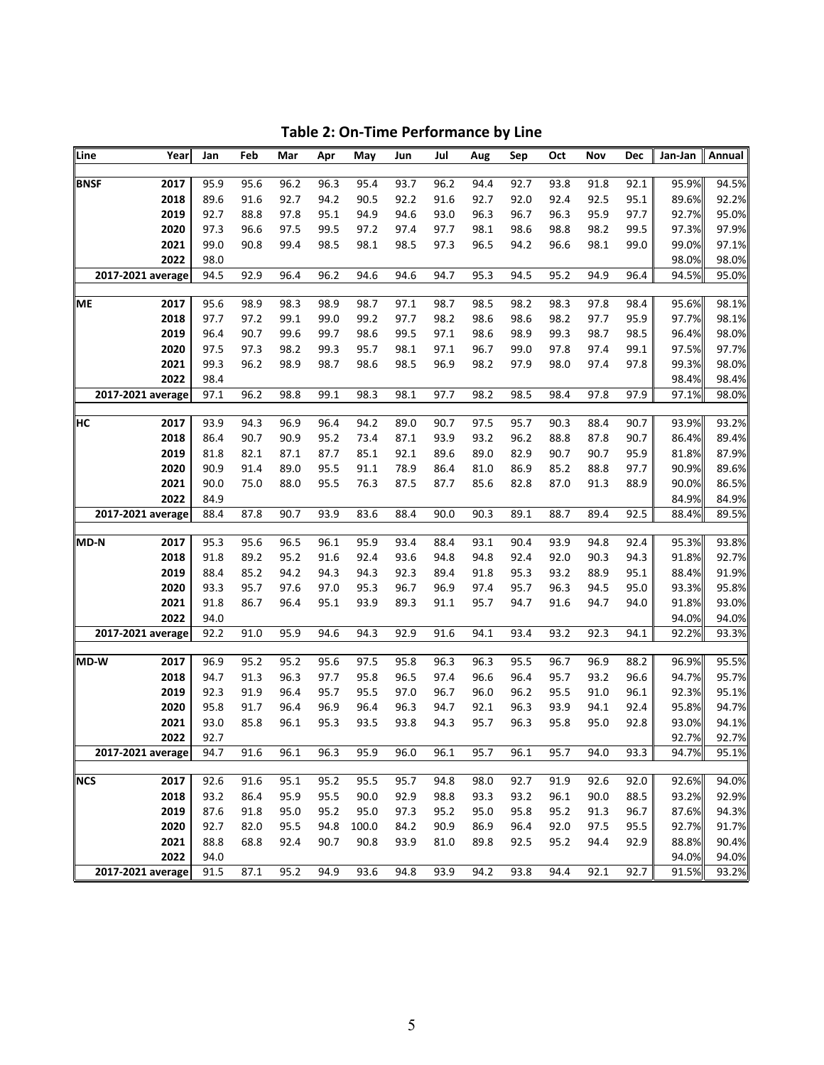**Table 2: On-Time Performance by Line**

| Line | Year | Jan | Feb | Mar | Apr | May | Jun | Jul | Aug | Sep | Oct | Nov | Dec | Jan-Jan | Annual |
|---|---|---|---|---|---|---|---|---|---|---|---|---|---|---|---|
| **BNSF** | **2017** | 95.9 | 95.6 | 96.2 | 96.3 | 95.4 | 93.7 | 96.2 | 94.4 | 92.7 | 93.8 | 91.8 | 92.1 | 95.9% | 94.5% |
| | **2018** | 89.6 | 91.6 | 92.7 | 94.2 | 90.5 | 92.2 | 91.6 | 92.7 | 92.0 | 92.4 | 92.5 | 95.1 | 89.6% | 92.2% |
| | **2019** | 92.7 | 88.8 | 97.8 | 95.1 | 94.9 | 94.6 | 93.0 | 96.3 | 96.7 | 96.3 | 95.9 | 97.7 | 92.7% | 95.0% |
| | **2020** | 97.3 | 96.6 | 97.5 | 99.5 | 97.2 | 97.4 | 97.7 | 98.1 | 98.6 | 98.8 | 98.2 | 99.5 | 97.3% | 97.9% |
| | **2021** | 99.0 | 90.8 | 99.4 | 98.5 | 98.1 | 98.5 | 97.3 | 96.5 | 94.2 | 96.6 | 98.1 | 99.0 | 99.0% | 97.1% |
| | **2022** | 98.0 | | | | | | | | | | | | 98.0% | 98.0% |
| **2017-2021 average** | | 94.5 | 92.9 | 96.4 | 96.2 | 94.6 | 94.6 | 94.7 | 95.3 | 94.5 | 95.2 | 94.9 | 96.4 | 94.5% | 95.0% |
| **ME** | **2017** | 95.6 | 98.9 | 98.3 | 98.9 | 98.7 | 97.1 | 98.7 | 98.5 | 98.2 | 98.3 | 97.8 | 98.4 | 95.6% | 98.1% |
| | **2018** | 97.7 | 97.2 | 99.1 | 99.0 | 99.2 | 97.7 | 98.2 | 98.6 | 98.6 | 98.2 | 97.7 | 95.9 | 97.7% | 98.1% |
| | **2019** | 96.4 | 90.7 | 99.6 | 99.7 | 98.6 | 99.5 | 97.1 | 98.6 | 98.9 | 99.3 | 98.7 | 98.5 | 96.4% | 98.0% |
| | **2020** | 97.5 | 97.3 | 98.2 | 99.3 | 95.7 | 98.1 | 97.1 | 96.7 | 99.0 | 97.8 | 97.4 | 99.1 | 97.5% | 97.7% |
| | **2021** | 99.3 | 96.2 | 98.9 | 98.7 | 98.6 | 98.5 | 96.9 | 98.2 | 97.9 | 98.0 | 97.4 | 97.8 | 99.3% | 98.0% |
| | **2022** | 98.4 | | | | | | | | | | | | 98.4% | 98.4% |
| **2017-2021 average** | | 97.1 | 96.2 | 98.8 | 99.1 | 98.3 | 98.1 | 97.7 | 98.2 | 98.5 | 98.4 | 97.8 | 97.9 | 97.1% | 98.0% |
| **HC** | **2017** | 93.9 | 94.3 | 96.9 | 96.4 | 94.2 | 89.0 | 90.7 | 97.5 | 95.7 | 90.3 | 88.4 | 90.7 | 93.9% | 93.2% |
| | **2018** | 86.4 | 90.7 | 90.9 | 95.2 | 73.4 | 87.1 | 93.9 | 93.2 | 96.2 | 88.8 | 87.8 | 90.7 | 86.4% | 89.4% |
| | **2019** | 81.8 | 82.1 | 87.1 | 87.7 | 85.1 | 92.1 | 89.6 | 89.0 | 82.9 | 90.7 | 90.7 | 95.9 | 81.8% | 87.9% |
| | **2020** | 90.9 | 91.4 | 89.0 | 95.5 | 91.1 | 78.9 | 86.4 | 81.0 | 86.9 | 85.2 | 88.8 | 97.7 | 90.9% | 89.6% |
| | **2021** | 90.0 | 75.0 | 88.0 | 95.5 | 76.3 | 87.5 | 87.7 | 85.6 | 82.8 | 87.0 | 91.3 | 88.9 | 90.0% | 86.5% |
| | **2022** | 84.9 | | | | | | | | | | | | 84.9% | 84.9% |
| **2017-2021 average** | | 88.4 | 87.8 | 90.7 | 93.9 | 83.6 | 88.4 | 90.0 | 90.3 | 89.1 | 88.7 | 89.4 | 92.5 | 88.4% | 89.5% |
| **MD-N** | **2017** | 95.3 | 95.6 | 96.5 | 96.1 | 95.9 | 93.4 | 88.4 | 93.1 | 90.4 | 93.9 | 94.8 | 92.4 | 95.3% | 93.8% |
| | **2018** | 91.8 | 89.2 | 95.2 | 91.6 | 92.4 | 93.6 | 94.8 | 94.8 | 92.4 | 92.0 | 90.3 | 94.3 | 91.8% | 92.7% |
| | **2019** | 88.4 | 85.2 | 94.2 | 94.3 | 94.3 | 92.3 | 89.4 | 91.8 | 95.3 | 93.2 | 88.9 | 95.1 | 88.4% | 91.9% |
| | **2020** | 93.3 | 95.7 | 97.6 | 97.0 | 95.3 | 96.7 | 96.9 | 97.4 | 95.7 | 96.3 | 94.5 | 95.0 | 93.3% | 95.8% |
| | **2021** | 91.8 | 86.7 | 96.4 | 95.1 | 93.9 | 89.3 | 91.1 | 95.7 | 94.7 | 91.6 | 94.7 | 94.0 | 91.8% | 93.0% |
| | **2022** | 94.0 | | | | | | | | | | | | 94.0% | 94.0% |
| **2017-2021 average** | | 92.2 | 91.0 | 95.9 | 94.6 | 94.3 | 92.9 | 91.6 | 94.1 | 93.4 | 93.2 | 92.3 | 94.1 | 92.2% | 93.3% |
| **MD-W** | **2017** | 96.9 | 95.2 | 95.2 | 95.6 | 97.5 | 95.8 | 96.3 | 96.3 | 95.5 | 96.7 | 96.9 | 88.2 | 96.9% | 95.5% |
| | **2018** | 94.7 | 91.3 | 96.3 | 97.7 | 95.8 | 96.5 | 97.4 | 96.6 | 96.4 | 95.7 | 93.2 | 96.6 | 94.7% | 95.7% |
| | **2019** | 92.3 | 91.9 | 96.4 | 95.7 | 95.5 | 97.0 | 96.7 | 96.0 | 96.2 | 95.5 | 91.0 | 96.1 | 92.3% | 95.1% |
| | **2020** | 95.8 | 91.7 | 96.4 | 96.9 | 96.4 | 96.3 | 94.7 | 92.1 | 96.3 | 93.9 | 94.1 | 92.4 | 95.8% | 94.7% |
| | **2021** | 93.0 | 85.8 | 96.1 | 95.3 | 93.5 | 93.8 | 94.3 | 95.7 | 96.3 | 95.8 | 95.0 | 92.8 | 93.0% | 94.1% |
| | **2022** | 92.7 | | | | | | | | | | | | 92.7% | 92.7% |
| **2017-2021 average** | | 94.7 | 91.6 | 96.1 | 96.3 | 95.9 | 96.0 | 96.1 | 95.7 | 96.1 | 95.7 | 94.0 | 93.3 | 94.7% | 95.1% |
| **NCS** | **2017** | 92.6 | 91.6 | 95.1 | 95.2 | 95.5 | 95.7 | 94.8 | 98.0 | 92.7 | 91.9 | 92.6 | 92.0 | 92.6% | 94.0% |
| | **2018** | 93.2 | 86.4 | 95.9 | 95.5 | 90.0 | 92.9 | 98.8 | 93.3 | 93.2 | 96.1 | 90.0 | 88.5 | 93.2% | 92.9% |
| | **2019** | 87.6 | 91.8 | 95.0 | 95.2 | 95.0 | 97.3 | 95.2 | 95.0 | 95.8 | 95.2 | 91.3 | 96.7 | 87.6% | 94.3% |
| | **2020** | 92.7 | 82.0 | 95.5 | 94.8 | 100.0 | 84.2 | 90.9 | 86.9 | 96.4 | 92.0 | 97.5 | 95.5 | 92.7% | 91.7% |
| | **2021** | 88.8 | 68.8 | 92.4 | 90.7 | 90.8 | 93.9 | 81.0 | 89.8 | 92.5 | 95.2 | 94.4 | 92.9 | 88.8% | 90.4% |
| | **2022** | 94.0 | | | | | | | | | | | | 94.0% | 94.0% |
| **2017-2021 average** | | 91.5 | 87.1 | 95.2 | 94.9 | 93.6 | 94.8 | 93.9 | 94.2 | 93.8 | 94.4 | 92.1 | 92.7 | 91.5% | 93.2% |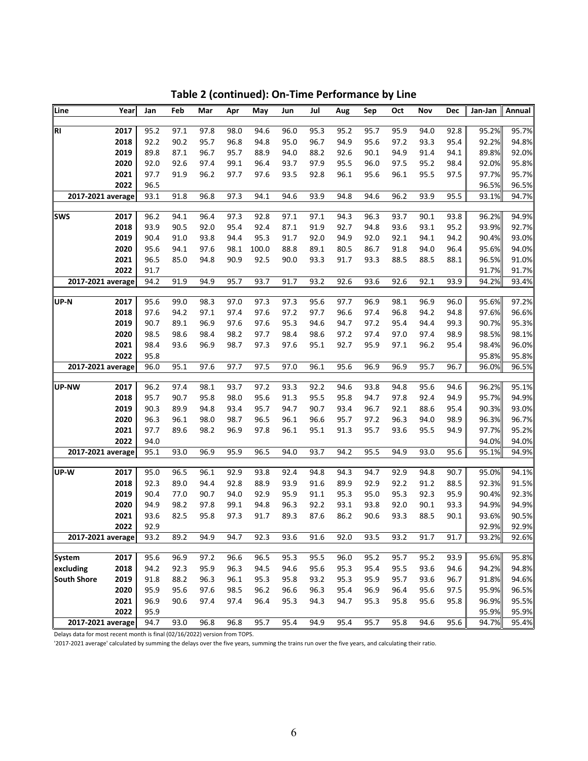## Table 2 (continued): On-Time Performance by Line

| Line | Year | Jan | Feb | Mar | Apr | May | Jun | Jul | Aug | Sep | Oct | Nov | Dec | Jan-Jan | Annual |
|---|---|---|---|---|---|---|---|---|---|---|---|---|---|---|---|
| RI | 2017 | 95.2 | 97.1 | 97.8 | 98.0 | 94.6 | 96.0 | 95.3 | 95.2 | 95.7 | 95.9 | 94.0 | 92.8 | 95.2% | 95.7% |
| | 2018 | 92.2 | 90.2 | 95.7 | 96.8 | 94.8 | 95.0 | 96.7 | 94.9 | 95.6 | 97.2 | 93.3 | 95.4 | 92.2% | 94.8% |
| | 2019 | 89.8 | 87.1 | 96.7 | 95.7 | 88.9 | 94.0 | 88.2 | 92.6 | 90.1 | 94.9 | 91.4 | 94.1 | 89.8% | 92.0% |
| | 2020 | 92.0 | 92.6 | 97.4 | 99.1 | 96.4 | 93.7 | 97.9 | 95.5 | 96.0 | 97.5 | 95.2 | 98.4 | 92.0% | 95.8% |
| | 2021 | 97.7 | 91.9 | 96.2 | 97.7 | 97.6 | 93.5 | 92.8 | 96.1 | 95.6 | 96.1 | 95.5 | 97.5 | 97.7% | 95.7% |
| | 2022 | 96.5 | | | | | | | | | | | | 96.5% | 96.5% |
| 2017-2021 average | | 93.1 | 91.8 | 96.8 | 97.3 | 94.1 | 94.6 | 93.9 | 94.8 | 94.6 | 96.2 | 93.9 | 95.5 | 93.1% | 94.7% |
| SWS | 2017 | 96.2 | 94.1 | 96.4 | 97.3 | 92.8 | 97.1 | 97.1 | 94.3 | 96.3 | 93.7 | 90.1 | 93.8 | 96.2% | 94.9% |
| | 2018 | 93.9 | 90.5 | 92.0 | 95.4 | 92.4 | 87.1 | 91.9 | 92.7 | 94.8 | 93.6 | 93.1 | 95.2 | 93.9% | 92.7% |
| | 2019 | 90.4 | 91.0 | 93.8 | 94.4 | 95.3 | 91.7 | 92.0 | 94.9 | 92.0 | 92.1 | 94.1 | 94.2 | 90.4% | 93.0% |
| | 2020 | 95.6 | 94.1 | 97.6 | 98.1 | 100.0 | 88.8 | 89.1 | 80.5 | 86.7 | 91.8 | 94.0 | 96.4 | 95.6% | 94.0% |
| | 2021 | 96.5 | 85.0 | 94.8 | 90.9 | 92.5 | 90.0 | 93.3 | 91.7 | 93.3 | 88.5 | 88.5 | 88.1 | 96.5% | 91.0% |
| | 2022 | 91.7 | | | | | | | | | | | | 91.7% | 91.7% |
| 2017-2021 average | | 94.2 | 91.9 | 94.9 | 95.7 | 93.7 | 91.7 | 93.2 | 92.6 | 93.6 | 92.6 | 92.1 | 93.9 | 94.2% | 93.4% |
| UP-N | 2017 | 95.6 | 99.0 | 98.3 | 97.0 | 97.3 | 97.3 | 95.6 | 97.7 | 96.9 | 98.1 | 96.9 | 96.0 | 95.6% | 97.2% |
| | 2018 | 97.6 | 94.2 | 97.1 | 97.4 | 97.6 | 97.2 | 97.7 | 96.6 | 97.4 | 96.8 | 94.2 | 94.8 | 97.6% | 96.6% |
| | 2019 | 90.7 | 89.1 | 96.9 | 97.6 | 97.6 | 95.3 | 94.6 | 94.7 | 97.2 | 95.4 | 94.4 | 99.3 | 90.7% | 95.3% |
| | 2020 | 98.5 | 98.6 | 98.4 | 98.2 | 97.7 | 98.4 | 98.6 | 97.2 | 97.4 | 97.0 | 97.4 | 98.9 | 98.5% | 98.1% |
| | 2021 | 98.4 | 93.6 | 96.9 | 98.7 | 97.3 | 97.6 | 95.1 | 92.7 | 95.9 | 97.1 | 96.2 | 95.4 | 98.4% | 96.0% |
| | 2022 | 95.8 | | | | | | | | | | | | 95.8% | 95.8% |
| 2017-2021 average | | 96.0 | 95.1 | 97.6 | 97.7 | 97.5 | 97.0 | 96.1 | 95.6 | 96.9 | 96.9 | 95.7 | 96.7 | 96.0% | 96.5% |
| UP-NW | 2017 | 96.2 | 97.4 | 98.1 | 93.7 | 97.2 | 93.3 | 92.2 | 94.6 | 93.8 | 94.8 | 95.6 | 94.6 | 96.2% | 95.1% |
| | 2018 | 95.7 | 90.7 | 95.8 | 98.0 | 95.6 | 91.3 | 95.5 | 95.8 | 94.7 | 97.8 | 92.4 | 94.9 | 95.7% | 94.9% |
| | 2019 | 90.3 | 89.9 | 94.8 | 93.4 | 95.7 | 94.7 | 90.7 | 93.4 | 96.7 | 92.1 | 88.6 | 95.4 | 90.3% | 93.0% |
| | 2020 | 96.3 | 96.1 | 98.0 | 98.7 | 96.5 | 96.1 | 96.6 | 95.7 | 97.2 | 96.3 | 94.0 | 98.9 | 96.3% | 96.7% |
| | 2021 | 97.7 | 89.6 | 98.2 | 96.9 | 97.8 | 96.1 | 95.1 | 91.3 | 95.7 | 93.6 | 95.5 | 94.9 | 97.7% | 95.2% |
| | 2022 | 94.0 | | | | | | | | | | | | 94.0% | 94.0% |
| 2017-2021 average | | 95.1 | 93.0 | 96.9 | 95.9 | 96.5 | 94.0 | 93.7 | 94.2 | 95.5 | 94.9 | 93.0 | 95.6 | 95.1% | 94.9% |
| UP-W | 2017 | 95.0 | 96.5 | 96.1 | 92.9 | 93.8 | 92.4 | 94.8 | 94.3 | 94.7 | 92.9 | 94.8 | 90.7 | 95.0% | 94.1% |
| | 2018 | 92.3 | 89.0 | 94.4 | 92.8 | 88.9 | 93.9 | 91.6 | 89.9 | 92.9 | 92.2 | 91.2 | 88.5 | 92.3% | 91.5% |
| | 2019 | 90.4 | 77.0 | 90.7 | 94.0 | 92.9 | 95.9 | 91.1 | 95.3 | 95.0 | 95.3 | 92.3 | 95.9 | 90.4% | 92.3% |
| | 2020 | 94.9 | 98.2 | 97.8 | 99.1 | 94.8 | 96.3 | 92.2 | 93.1 | 93.8 | 92.0 | 90.1 | 93.3 | 94.9% | 94.9% |
| | 2021 | 93.6 | 82.5 | 95.8 | 97.3 | 91.7 | 89.3 | 87.6 | 86.2 | 90.6 | 93.3 | 88.5 | 90.1 | 93.6% | 90.5% |
| | 2022 | 92.9 | | | | | | | | | | | | 92.9% | 92.9% |
| 2017-2021 average | | 93.2 | 89.2 | 94.9 | 94.7 | 92.3 | 93.6 | 91.6 | 92.0 | 93.5 | 93.2 | 91.7 | 91.7 | 93.2% | 92.6% |
| System excluding South Shore | 2017 | 95.6 | 96.9 | 97.2 | 96.6 | 96.5 | 95.3 | 95.5 | 96.0 | 95.2 | 95.7 | 95.2 | 93.9 | 95.6% | 95.8% |
| | 2018 | 94.2 | 92.3 | 95.9 | 96.3 | 94.5 | 94.6 | 95.6 | 95.3 | 95.4 | 95.5 | 93.6 | 94.6 | 94.2% | 94.8% |
| | 2019 | 91.8 | 88.2 | 96.3 | 96.1 | 95.3 | 95.8 | 93.2 | 95.3 | 95.9 | 95.7 | 93.6 | 96.7 | 91.8% | 94.6% |
| | 2020 | 95.9 | 95.6 | 97.6 | 98.5 | 96.2 | 96.6 | 96.3 | 95.4 | 96.9 | 96.4 | 95.6 | 97.5 | 95.9% | 96.5% |
| | 2021 | 96.9 | 90.6 | 97.4 | 97.4 | 96.4 | 95.3 | 94.3 | 94.7 | 95.3 | 95.8 | 95.6 | 95.8 | 96.9% | 95.5% |
| | 2022 | 95.9 | | | | | | | | | | | | 95.9% | 95.9% |
| 2017-2021 average | | 94.7 | 93.0 | 96.8 | 96.8 | 95.7 | 95.4 | 94.9 | 95.4 | 95.7 | 95.8 | 94.6 | 95.6 | 94.7% | 95.4% |

Delays data for most recent month is final (02/16/2022) version from TOPS.

'2017-2021 average' calculated by summing the delays over the five years, summing the trains run over the five years, and calculating their ratio.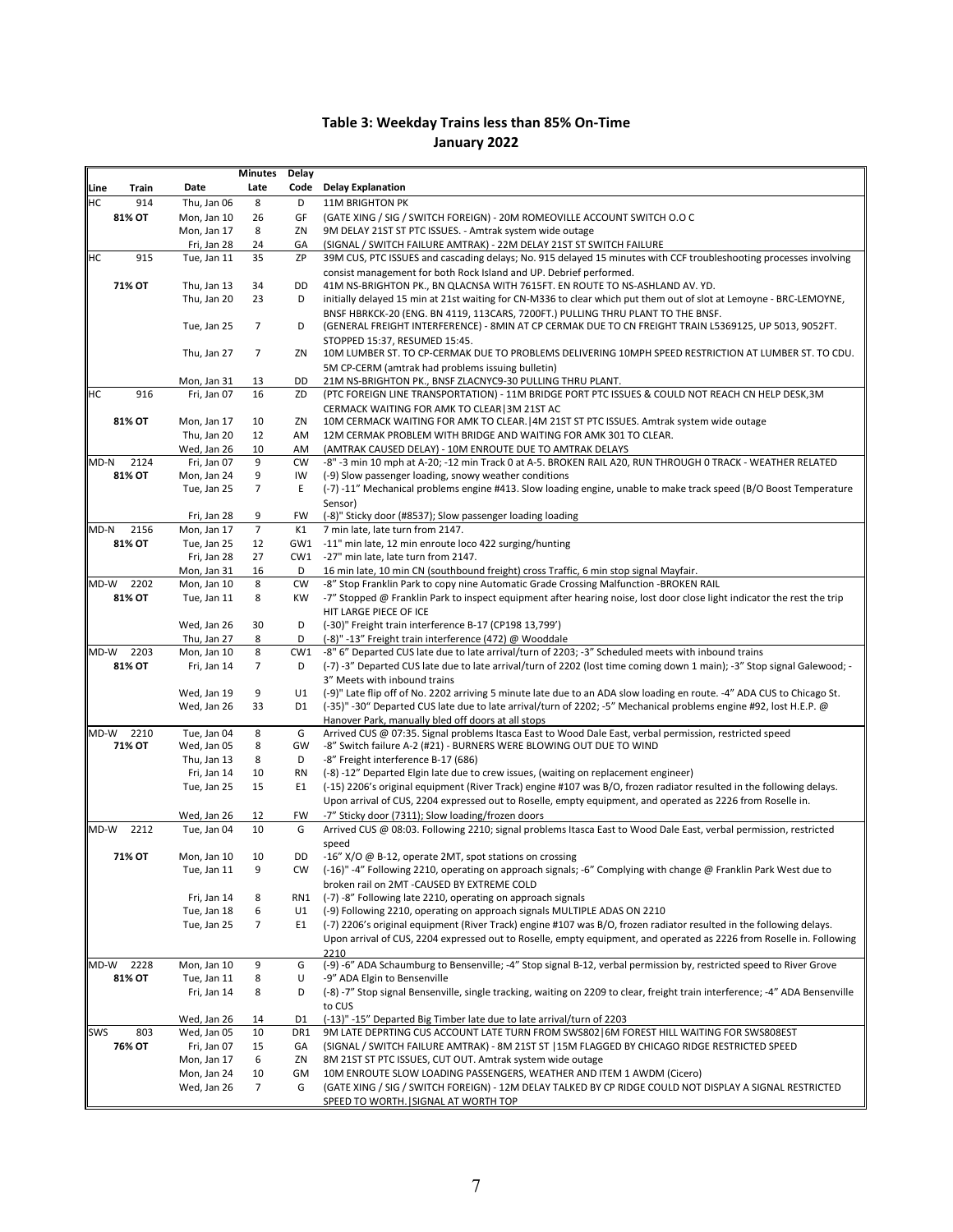# Table 3: Weekday Trains less than 85% On-Time
## January 2022

| Line | Train | Date | Minutes Late | Delay Code | Delay Explanation |
|---|---|---|---|---|---|
| HC | 914 | Thu, Jan 06 | 8 | D | 11M BRIGHTON PK |
| | 81% OT | Mon, Jan 10 | 26 | GF | (GATE XING / SIG / SWITCH FOREIGN) - 20M ROMEOVILLE ACCOUNT SWITCH O.O C |
| | | Mon, Jan 17 | 8 | ZN | 9M DELAY 21ST ST PTC ISSUES. - Amtrak system wide outage |
| | | Fri, Jan 28 | 24 | GA | (SIGNAL / SWITCH FAILURE AMTRAK) - 22M DELAY 21ST ST SWITCH FAILURE |
| HC | 915 | Tue, Jan 11 | 35 | ZP | 39M CUS, PTC ISSUES and cascading delays; No. 915 delayed 15 minutes with CCF troubleshooting processes involving consist management for both Rock Island and UP. Debrief performed. |
| | 71% OT | Thu, Jan 13 | 34 | DD | 41M NS-BRIGHTON PK., BN QLACNSA WITH 7615FT. EN ROUTE TO NS-ASHLAND AV. YD. |
| | | Thu, Jan 20 | 23 | D | initially delayed 15 min at 21st waiting for CN-M336 to clear which put them out of slot at Lemoyne - BRC-LEMOYNE, BNSF HBRKCK-20 (ENG. BN 4119, 113CARS, 7200FT.) PULLING THRU PLANT TO THE BNSF. |
| | | Tue, Jan 25 | 7 | D | (GENERAL FREIGHT INTERFERENCE) - 8MIN AT CP CERMAK DUE TO CN FREIGHT TRAIN L5369125, UP 5013, 9052FT. STOPPED 15:37, RESUMED 15:45. |
| | | Thu, Jan 27 | 7 | ZN | 10M LUMBER ST. TO CP-CERMAK DUE TO PROBLEMS DELIVERING 10MPH SPEED RESTRICTION AT LUMBER ST. TO CDU. 5M CP-CERM (amtrak had problems issuing bulletin) |
| | | Mon, Jan 31 | 13 | DD | 21M NS-BRIGHTON PK., BNSF ZLACNYC9-30 PULLING THRU PLANT. |
| HC | 916 | Fri, Jan 07 | 16 | ZD | (PTC FOREIGN LINE TRANSPORTATION) - 11M BRIDGE PORT PTC ISSUES & COULD NOT REACH CN HELP DESK,3M CERMACK WAITING FOR AMK TO CLEAR\|3M 21ST AC |
| | 81% OT | Mon, Jan 17 | 10 | ZN | 10M CERMACK WAITING FOR AMK TO CLEAR.\|4M 21ST ST PTC ISSUES. Amtrak system wide outage |
| | | Thu, Jan 20 | 12 | AM | 12M CERMAK PROBLEM WITH BRIDGE AND WAITING FOR AMK 301 TO CLEAR. |
| | | Wed, Jan 26 | 10 | AM | (AMTRAK CAUSED DELAY) - 10M ENROUTE DUE TO AMTRAK DELAYS |
| MD-N | 2124 | Fri, Jan 07 | 9 | CW | -8" -3 min 10 mph at A-20; -12 min Track 0 at A-5. BROKEN RAIL A20, RUN THROUGH 0 TRACK - WEATHER RELATED |
| | 81% OT | Mon, Jan 24 | 9 | IW | (-9) Slow passenger loading, snowy weather conditions |
| | | Tue, Jan 25 | 7 | E | (-7) -11" Mechanical problems engine #413. Slow loading engine, unable to make track speed (B/O Boost Temperature Sensor) |
| | | Fri, Jan 28 | 9 | FW | (-8)" Sticky door (#8537); Slow passenger loading loading |
| MD-N | 2156 | Mon, Jan 17 | 7 | K1 | 7 min late, late turn from 2147. |
| | 81% OT | Tue, Jan 25 | 12 | GW1 | -11" min late, 12 min enroute loco 422 surging/hunting |
| | | Fri, Jan 28 | 27 | CW1 | -27" min late, late turn from 2147. |
| | | Mon, Jan 31 | 16 | D | 16 min late, 10 min CN (southbound freight) cross Traffic, 6 min stop signal Mayfair. |
| MD-W | 2202 | Mon, Jan 10 | 8 | CW | -8" Stop Franklin Park to copy nine Automatic Grade Crossing Malfunction -BROKEN RAIL |
| | 81% OT | Tue, Jan 11 | 8 | KW | -7" Stopped @ Franklin Park to inspect equipment after hearing noise, lost door close light indicator the rest the trip HIT LARGE PIECE OF ICE |
| | | Wed, Jan 26 | 30 | D | (-30)" Freight train interference B-17 (CP198 13,799') |
| | | Thu, Jan 27 | 8 | D | (-8)" -13" Freight train interference (472) @ Wooddale |
| MD-W | 2203 | Mon, Jan 10 | 8 | CW1 | -8" 6" Departed CUS late due to late arrival/turn of 2203; -3" Scheduled meets with inbound trains |
| | 81% OT | Fri, Jan 14 | 7 | D | (-7) -3" Departed CUS late due to late arrival/turn of 2202 (lost time coming down 1 main); -3" Stop signal Galewood; -3" Meets with inbound trains |
| | | Wed, Jan 19 | 9 | U1 | (-9)" Late flip off of No. 2202 arriving 5 minute late due to an ADA slow loading en route. -4" ADA CUS to Chicago St. |
| | | Wed, Jan 26 | 33 | D1 | (-35)" -30" Departed CUS late due to late arrival/turn of 2202; -5" Mechanical problems engine #92, lost H.E.P. @ Hanover Park, manually bled off doors at all stops |
| MD-W | 2210 | Tue, Jan 04 | 8 | G | Arrived CUS @ 07:35. Signal problems Itasca East to Wood Dale East, verbal permission, restricted speed |
| | 71% OT | Wed, Jan 05 | 8 | GW | -8" Switch failure A-2 (#21) - BURNERS WERE BLOWING OUT DUE TO WIND |
| | | Thu, Jan 13 | 8 | D | -8" Freight interference B-17 (686) |
| | | Fri, Jan 14 | 10 | RN | (-8) -12" Departed Elgin late due to crew issues, (waiting on replacement engineer) |
| | | Tue, Jan 25 | 15 | E1 | (-15) 2206's original equipment (River Track) engine #107 was B/O, frozen radiator resulted in the following delays. Upon arrival of CUS, 2204 expressed out to Roselle, empty equipment, and operated as 2226 from Roselle in. |
| | | Wed, Jan 26 | 12 | FW | -7" Sticky door (7311); Slow loading/frozen doors |
| MD-W | 2212 | Tue, Jan 04 | 10 | G | Arrived CUS @ 08:03. Following 2210; signal problems Itasca East to Wood Dale East, verbal permission, restricted speed |
| | 71% OT | Mon, Jan 10 | 10 | DD | -16" X/O @ B-12, operate 2MT, spot stations on crossing |
| | | Tue, Jan 11 | 9 | CW | (-16)" -4" Following 2210, operating on approach signals; -6" Complying with change @ Franklin Park West due to broken rail on 2MT -CAUSED BY EXTREME COLD |
| | | Fri, Jan 14 | 8 | RN1 | (-7) -8" Following late 2210, operating on approach signals |
| | | Tue, Jan 18 | 6 | U1 | (-9) Following 2210, operating on approach signals MULTIPLE ADAS ON 2210 |
| | | Tue, Jan 25 | 7 | E1 | (-7) 2206's original equipment (River Track) engine #107 was B/O, frozen radiator resulted in the following delays. Upon arrival of CUS, 2204 expressed out to Roselle, empty equipment, and operated as 2226 from Roselle in. Following 2210 |
| MD-W | 2228 | Mon, Jan 10 | 9 | G | (-9) -6" ADA Schaumburg to Bensenville; -4" Stop signal B-12, verbal permission by, restricted speed to River Grove |
| | 81% OT | Tue, Jan 11 | 8 | U | -9" ADA Elgin to Bensenville |
| | | Fri, Jan 14 | 8 | D | (-8) -7" Stop signal Bensenville, single tracking, waiting on 2209 to clear, freight train interference; -4" ADA Bensenville to CUS |
| | | Wed, Jan 26 | 14 | D1 | (-13)" -15" Departed Big Timber late due to late arrival/turn of 2203 |
| SWS | 803 | Wed, Jan 05 | 10 | DR1 | 9M LATE DEPRTING CUS ACCOUNT LATE TURN FROM SWS802\|6M FOREST HILL WAITING FOR SWS808EST |
| | 76% OT | Fri, Jan 07 | 15 | GA | (SIGNAL / SWITCH FAILURE AMTRAK) - 8M 21ST ST \|15M FLAGGED BY CHICAGO RIDGE RESTRICTED SPEED |
| | | Mon, Jan 17 | 6 | ZN | 8M 21ST ST PTC ISSUES, CUT OUT. Amtrak system wide outage |
| | | Mon, Jan 24 | 10 | GM | 10M ENROUTE SLOW LOADING PASSENGERS, WEATHER AND ITEM 1 AWDM (Cicero) |
| | | Wed, Jan 26 | 7 | G | (GATE XING / SIG / SWITCH FOREIGN) - 12M DELAY TALKED BY CP RIDGE COULD NOT DISPLAY A SIGNAL RESTRICTED SPEED TO WORTH.\|SIGNAL AT WORTH TOP |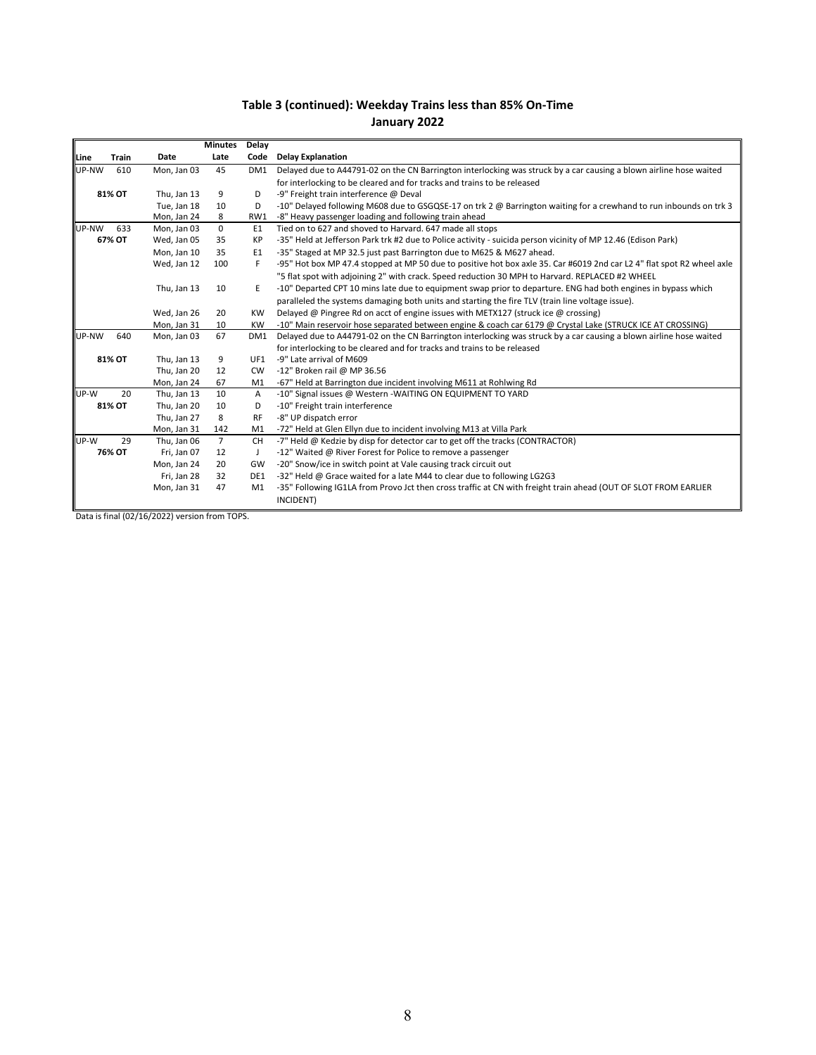## Table 3 (continued): Weekday Trains less than 85% On-Time
## January 2022

| Line | Train | Date | Minutes Late | Delay Code | Delay Explanation |
|---|---|---|---|---|---|
| UP-NW | 610 | Mon, Jan 03 | 45 | DM1 | Delayed due to A44791-02 on the CN Barrington interlocking was struck by a car causing a blown airline hose waited for interlocking to be cleared and for tracks and trains to be released |
| **81% OT** | | Thu, Jan 13 | 9 | D | -9" Freight train interference @ Deval |
| | | Tue, Jan 18 | 10 | D | -10" Delayed following M608 due to GSGQSE-17 on trk 2 @ Barrington waiting for a crewhand to run inbounds on trk 3 |
| | | Mon, Jan 24 | 8 | RW1 | -8" Heavy passenger loading and following train ahead |
| UP-NW | 633 | Mon, Jan 03 | 0 | E1 | Tied on to 627 and shoved to Harvard. 647 made all stops |
| **67% OT** | | Wed, Jan 05 | 35 | KP | -35" Held at Jefferson Park trk #2 due to Police activity - suicida person vicinity of MP 12.46 (Edison Park) |
| | | Mon, Jan 10 | 35 | E1 | -35" Staged at MP 32.5 just past Barrington due to M625 & M627 ahead. |
| | | Wed, Jan 12 | 100 | F | -95" Hot box MP 47.4 stopped at MP 50 due to positive hot box axle 35. Car #6019 2nd car L2 4" flat spot R2 wheel axle "5 flat spot with adjoining 2" with crack. Speed reduction 30 MPH to Harvard. REPLACED #2 WHEEL |
| | | Thu, Jan 13 | 10 | E | -10" Departed CPT 10 mins late due to equipment swap prior to departure. ENG had both engines in bypass which paralleled the systems damaging both units and starting the fire TLV (train line voltage issue). |
| | | Wed, Jan 26 | 20 | KW | Delayed @ Pingree Rd on acct of engine issues with METX127 (struck ice @ crossing) |
| | | Mon, Jan 31 | 10 | KW | -10" Main reservoir hose separated between engine & coach car 6179 @ Crystal Lake (STRUCK ICE AT CROSSING) |
| UP-NW | 640 | Mon, Jan 03 | 67 | DM1 | Delayed due to A44791-02 on the CN Barrington interlocking was struck by a car causing a blown airline hose waited for interlocking to be cleared and for tracks and trains to be released |
| **81% OT** | | Thu, Jan 13 | 9 | UF1 | -9" Late arrival of M609 |
| | | Thu, Jan 20 | 12 | CW | -12" Broken rail @ MP 36.56 |
| | | Mon, Jan 24 | 67 | M1 | -67" Held at Barrington due incident involving M611 at Rohlwing Rd |
| UP-W | 20 | Thu, Jan 13 | 10 | A | -10" Signal issues @ Western -WAITING ON EQUIPMENT TO YARD |
| **81% OT** | | Thu, Jan 20 | 10 | D | -10" Freight train interference |
| | | Thu, Jan 27 | 8 | RF | -8" UP dispatch error |
| | | Mon, Jan 31 | 142 | M1 | -72" Held at Glen Ellyn due to incident involving M13 at Villa Park |
| UP-W | 29 | Thu, Jan 06 | 7 | CH | -7" Held @ Kedzie by disp for detector car to get off the tracks (CONTRACTOR) |
| **76% OT** | | Fri, Jan 07 | 12 | J | -12" Waited @ River Forest for Police to remove a passenger |
| | | Mon, Jan 24 | 20 | GW | -20" Snow/ice in switch point at Vale causing track circuit out |
| | | Fri, Jan 28 | 32 | DE1 | -32" Held @ Grace waited for a late M44 to clear due to following LG2G3 |
| | | Mon, Jan 31 | 47 | M1 | -35" Following IG1LA from Provo Jct then cross traffic at CN with freight train ahead (OUT OF SLOT FROM EARLIER INCIDENT) |

Data is final (02/16/2022) version from TOPS.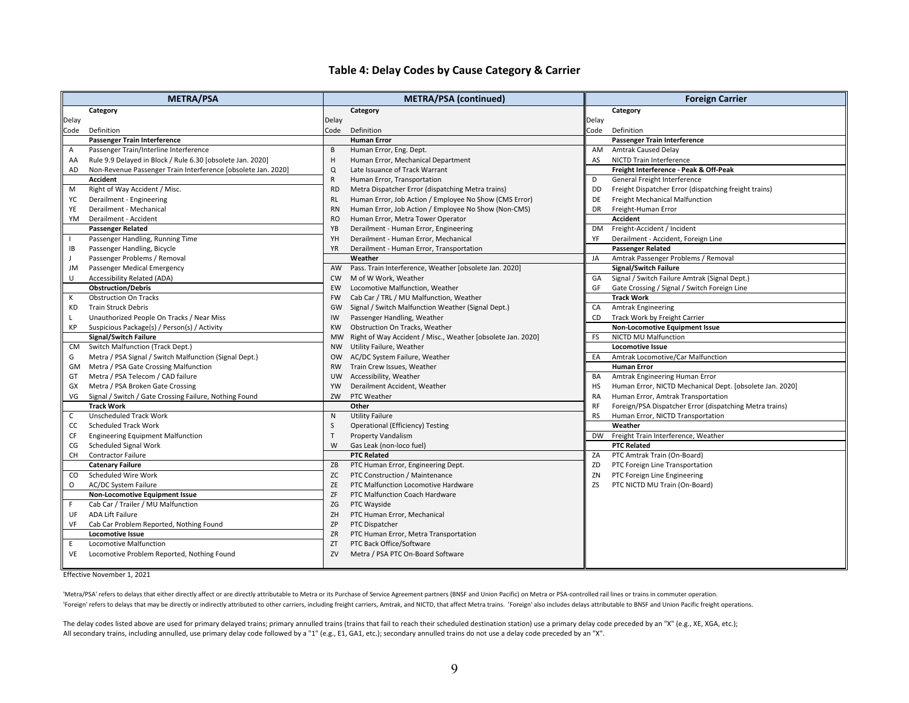## Table 4: Delay Codes by Cause Category & Carrier

| METRA/PSA | | METRA/PSA (continued) | | Foreign Carrier | |
|---|---|---|---|---|---|
| Delay Code | Category / Definition | Delay Code | Category / Definition | Delay Code | Category / Definition |
| | **Passenger Train Interference** | | **Human Error** | | **Passenger Train Interference** |
| A | Passenger Train/Interline Interference | B | Human Error, Eng. Dept. | AM | Amtrak Caused Delay |
| AA | Rule 9.9 Delayed in Block / Rule 6.30 [obsolete Jan. 2020] | H | Human Error, Mechanical Department | AS | NICTD Train Interference |
| AD | Non-Revenue Passenger Train Interference [obsolete Jan. 2020] | Q | Late Issuance of Track Warrant | | **Freight Interference - Peak & Off-Peak** |
| | **Accident** | R | Human Error, Transportation | D | General Freight Interference |
| M | Right of Way Accident / Misc. | RD | Metra Dispatcher Error (dispatching Metra trains) | DD | Freight Dispatcher Error (dispatching freight trains) |
| YC | Derailment - Engineering | RL | Human Error, Job Action / Employee No Show (CMS Error) | DE | Freight Mechanical Malfunction |
| YE | Derailment - Mechanical | RN | Human Error, Job Action / Employee No Show (Non-CMS) | DR | Freight-Human Error |
| YM | Derailment - Accident | RO | Human Error, Metra Tower Operator | | **Accident** |
| | **Passenger Related** | YB | Derailment - Human Error, Engineering | DM | Freight-Accident / Incident |
| I | Passenger Handling, Running Time | YH | Derailment - Human Error, Mechanical | YF | Derailment - Accident, Foreign Line |
| IB | Passenger Handling, Bicycle | YR | Derailment - Human Error, Transportation | | **Passenger Related** |
| J | Passenger Problems / Removal | | **Weather** | JA | Amtrak Passenger Problems / Removal |
| JM | Passenger Medical Emergency | AW | Pass. Train Interference, Weather [obsolete Jan. 2020] | | **Signal/Switch Failure** |
| U | Accessibility Related (ADA) | CW | M of W Work, Weather | GA | Signal / Switch Failure Amtrak (Signal Dept.) |
| | **Obstruction/Debris** | EW | Locomotive Malfunction, Weather | GF | Gate Crossing / Signal / Switch Foreign Line |
| K | Obstruction On Tracks | FW | Cab Car / TRL / MU Malfunction, Weather | | **Track Work** |
| KD | Train Struck Debris | GW | Signal / Switch Malfunction Weather (Signal Dept.) | CA | Amtrak Engineering |
| L | Unauthorized People On Tracks / Near Miss | IW | Passenger Handling, Weather | CD | Track Work by Freight Carrier |
| KP | Suspicious Package(s) / Person(s) / Activity | KW | Obstruction On Tracks, Weather | | **Non-Locomotive Equipment Issue** |
| | **Signal/Switch Failure** | MW | Right of Way Accident / Misc., Weather [obsolete Jan. 2020] | FS | NICTD MU Malfunction |
| CM | Switch Malfunction (Track Dept.) | NW | Utility Failure, Weather | | **Locomotive Issue** |
| G | Metra / PSA Signal / Switch Malfunction (Signal Dept.) | OW | AC/DC System Failure, Weather | EA | Amtrak Locomotive/Car Malfunction |
| GM | Metra / PSA Gate Crossing Malfunction | RW | Train Crew Issues, Weather | | **Human Error** |
| GT | Metra / PSA Telecom / CAD failure | UW | Accessibility, Weather | BA | Amtrak Engineering Human Error |
| GX | Metra / PSA Broken Gate Crossing | YW | Derailment Accident, Weather | HS | Human Error, NICTD Mechanical Dept. [obsolete Jan. 2020] |
| VG | Signal / Switch / Gate Crossing Failure, Nothing Found | ZW | PTC Weather | RA | Human Error, Amtrak Transportation |
| | **Track Work** | | **Other** | RF | Foreign/PSA Dispatcher Error (dispatching Metra trains) |
| C | Unscheduled Track Work | N | Utility Failure | RS | Human Error, NICTD Transportation |
| CC | Scheduled Track Work | S | Operational (Efficiency) Testing | | **Weather** |
| CF | Engineering Equipment Malfunction | T | Property Vandalism | DW | Freight Train Interference, Weather |
| CG | Scheduled Signal Work | W | Gas Leak (non-loco fuel) | | **PTC Related** |
| CH | Contractor Failure | | **PTC Related** | ZA | PTC Amtrak Train (On-Board) |
| | **Catenary Failure** | ZB | PTC Human Error, Engineering Dept. | ZD | PTC Foreign Line Transportation |
| CO | Scheduled Wire Work | ZC | PTC Construction / Maintenance | ZN | PTC Foreign Line Engineering |
| O | AC/DC System Failure | ZE | PTC Malfunction Locomotive Hardware | ZS | PTC NICTD MU Train (On-Board) |
| | **Non-Locomotive Equipment Issue** | ZF | PTC Malfunction Coach Hardware | | |
| F | Cab Car / Trailer / MU Malfunction | ZG | PTC Wayside | | |
| UF | ADA Lift Failure | ZH | PTC Human Error, Mechanical | | |
| VF | Cab Car Problem Reported, Nothing Found | ZP | PTC Dispatcher | | |
| | **Locomotive Issue** | ZR | PTC Human Error, Metra Transportation | | |
| E | Locomotive Malfunction | ZT | PTC Back Office/Software | | |
| VE | Locomotive Problem Reported, Nothing Found | ZV | Metra / PSA PTC On-Board Software | | |

Effective November 1, 2021

'Metra/PSA' refers to delays that either directly affect or are directly attributable to Metra or its Purchase of Service Agreement partners (BNSF and Union Pacific) on Metra or PSA-controlled rail lines or trains in commuter operation.
'Foreign' refers to delays that may be directly or indirectly attributed to other carriers, including freight carriers, Amtrak, and NICTD, that affect Metra trains. 'Foreign' also includes delays attributable to BNSF and Union Pacific freight operations.

The delay codes listed above are used for primary delayed trains; primary annulled trains (trains that fail to reach their scheduled destination station) use a primary delay code preceded by an "X" (e.g., XE, XGA, etc.);
All secondary trains, including annulled, use primary delay code followed by a "1" (e.g., E1, GA1, etc.); secondary annulled trains do not use a delay code preceded by an "X".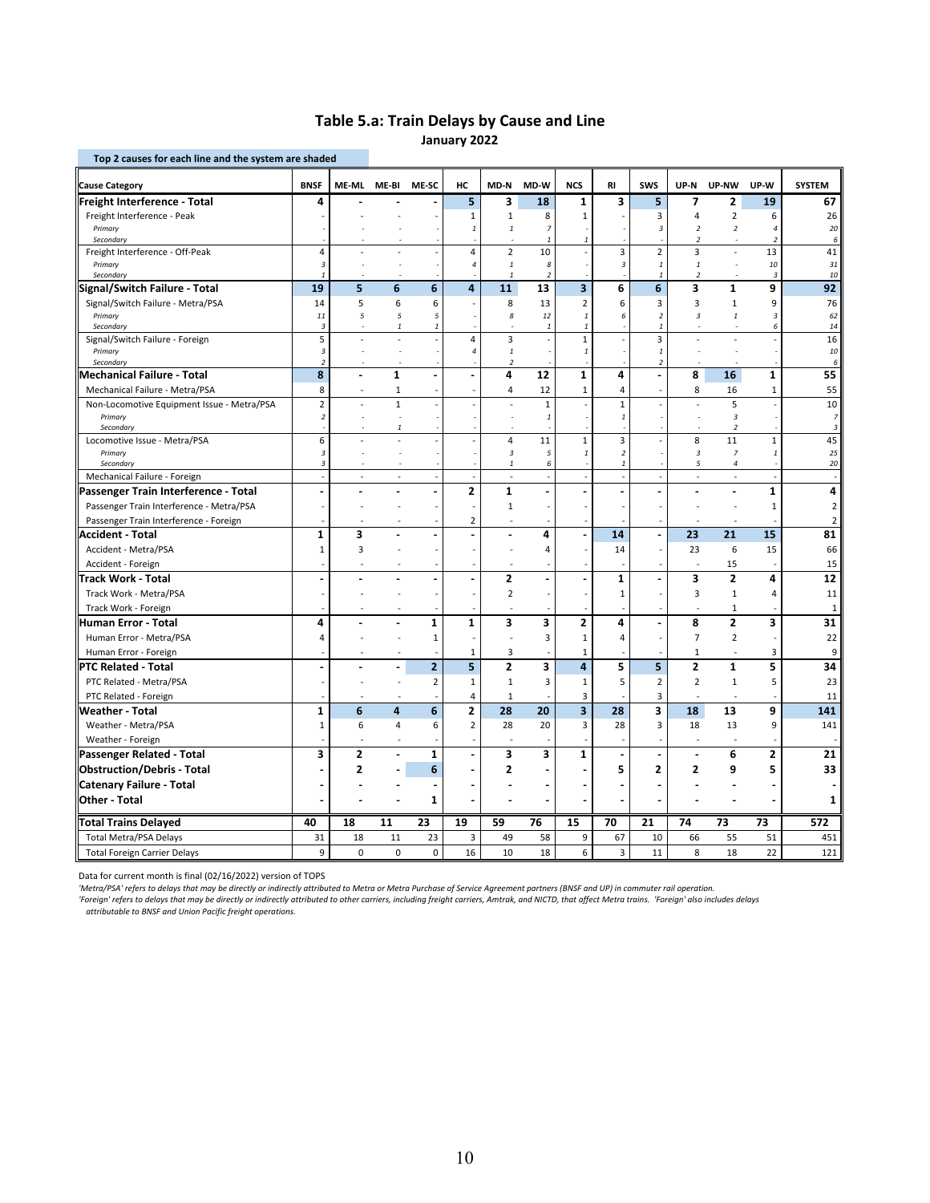# Table 5.a: Train Delays by Cause and Line

January 2022

Top 2 causes for each line and the system are shaded

| Cause Category | BNSF | ME-ML | ME-BI | ME-SC | HC | MD-N | MD-W | NCS | RI | SWS | UP-N | UP-NW | UP-W | SYSTEM |
|---|---|---|---|---|---|---|---|---|---|---|---|---|---|---|
| **Freight Interference - Total** | **4** | **-** | **-** | **-** | **5** | **3** | **18** | **1** | **3** | **5** | **7** | **2** | **19** | **67** |
| Freight Interference - Peak | - | - | - | - | 1 | 1 | 8 | 1 | - | 3 | 4 | 2 | 6 | 26 |
| *Primary* | - | - | - | - | *1* | *1* | *7* | - | - | *3* | *2* | *2* | *4* | *20* |
| *Secondary* | - | - | - | - | - | - | *1* | *1* | - | - | *2* | - | *2* | *6* |
| Freight Interference - Off-Peak | 4 | - | - | - | 4 | 2 | 10 | - | 3 | 2 | 3 | - | 13 | 41 |
| *Primary* | *3* | - | - | - | *4* | *1* | *8* | - | *3* | *1* | *1* | - | *10* | *31* |
| *Secondary* | *1* | - | - | - | - | *1* | *2* | - | - | *1* | *2* | - | *3* | *10* |
| **Signal/Switch Failure - Total** | **19** | **5** | **6** | **6** | **4** | **11** | **13** | **3** | **6** | **6** | **3** | **1** | **9** | **92** |
| Signal/Switch Failure - Metra/PSA | 14 | 5 | 6 | 6 | - | 8 | 13 | 2 | 6 | 3 | 3 | 1 | 9 | 76 |
| *Primary* | *11* | *5* | *5* | *5* | - | *8* | *12* | *1* | *6* | *2* | *3* | *1* | *3* | *62* |
| *Secondary* | *3* | - | *1* | *1* | - | - | *1* | *1* | - | *1* | - | - | *6* | *14* |
| Signal/Switch Failure - Foreign | 5 | - | - | - | 4 | 3 | - | 1 | - | 3 | - | - | - | 16 |
| *Primary* | *3* | - | - | - | *4* | *1* | - | *1* | - | *1* | - | - | - | *10* |
| *Secondary* | *2* | - | - | - | - | *2* | - | - | - | *2* | - | - | - | *6* |
| **Mechanical Failure - Total** | **8** | **-** | **1** | **-** | **-** | **4** | **12** | **1** | **4** | **-** | **8** | **16** | **1** | **55** |
| Mechanical Failure - Metra/PSA | 8 | - | 1 | - | - | 4 | 12 | 1 | 4 | - | 8 | 16 | 1 | 55 |
| Non-Locomotive Equipment Issue - Metra/PSA | 2 | - | 1 | - | - | - | 1 | - | 1 | - | - | 5 | - | 10 |
| *Primary* | *2* | - | - | - | - | - | *1* | - | *1* | - | - | *3* | - | *7* |
| *Secondary* | - | - | *1* | - | - | - | - | - | - | - | - | *2* | - | *3* |
| Locomotive Issue - Metra/PSA | 6 | - | - | - | - | 4 | 11 | 1 | 3 | - | 8 | 11 | 1 | 45 |
| *Primary* | *3* | - | - | - | - | *3* | *5* | *1* | *2* | - | *3* | *7* | *1* | *25* |
| *Secondary* | *3* | - | - | - | - | *1* | *6* | - | *1* | - | *5* | *4* | - | *20* |
| Mechanical Failure - Foreign | - | - | - | - | - | - | - | - | - | - | - | - | - | - |
| **Passenger Train Interference - Total** | **-** | **-** | **-** | **-** | **2** | **1** | **-** | **-** | **-** | **-** | **-** | **-** | **1** | **4** |
| Passenger Train Interference - Metra/PSA | - | - | - | - | - | 1 | - | - | - | - | - | - | 1 | 2 |
| Passenger Train Interference - Foreign | - | - | - | - | 2 | - | - | - | - | - | - | - | - | 2 |
| **Accident - Total** | **1** | **3** | **-** | **-** | **-** | **-** | **4** | **-** | **14** | **-** | **23** | **21** | **15** | **81** |
| Accident - Metra/PSA | 1 | 3 | - | - | - | - | 4 | - | 14 | - | 23 | 6 | 15 | 66 |
| Accident - Foreign | - | - | - | - | - | - | - | - | - | - | - | 15 | - | 15 |
| **Track Work - Total** | **-** | **-** | **-** | **-** | **-** | **2** | **-** | **-** | **1** | **-** | **3** | **2** | **4** | **12** |
| Track Work - Metra/PSA | - | - | - | - | - | 2 | - | - | 1 | - | 3 | 1 | 4 | 11 |
| Track Work - Foreign | - | - | - | - | - | - | - | - | - | - | - | 1 | - | 1 |
| **Human Error - Total** | **4** | **-** | **-** | **1** | **1** | **3** | **3** | **2** | **4** | **-** | **8** | **2** | **3** | **31** |
| Human Error - Metra/PSA | 4 | - | - | 1 | - | - | 3 | 1 | 4 | - | 7 | 2 | - | 22 |
| Human Error - Foreign | - | - | - | - | 1 | 3 | - | 1 | - | - | 1 | - | 3 | 9 |
| **PTC Related - Total** | **-** | **-** | **-** | **2** | **5** | **2** | **3** | **4** | **5** | **5** | **2** | **1** | **5** | **34** |
| PTC Related - Metra/PSA | - | - | - | 2 | 1 | 1 | 3 | 1 | 5 | 2 | 2 | 1 | 5 | 23 |
| PTC Related - Foreign | - | - | - | - | 4 | 1 | - | 3 | - | 3 | - | - | - | 11 |
| **Weather - Total** | **1** | **6** | **4** | **6** | **2** | **28** | **20** | **3** | **28** | **3** | **18** | **13** | **9** | **141** |
| Weather - Metra/PSA | 1 | 6 | 4 | 6 | 2 | 28 | 20 | 3 | 28 | 3 | 18 | 13 | 9 | 141 |
| Weather - Foreign | - | - | - | - | - | - | - | - | - | - | - | - | - | - |
| **Passenger Related - Total** | **3** | **2** | **-** | **1** | **-** | **3** | **3** | **1** | **-** | **-** | **-** | **6** | **2** | **21** |
| **Obstruction/Debris - Total** | **-** | **2** | **-** | **6** | **-** | **2** | **-** | **-** | **5** | **2** | **2** | **9** | **5** | **33** |
| **Catenary Failure - Total** | **-** | **-** | **-** | **-** | **-** | **-** | **-** | **-** | **-** | **-** | **-** | **-** | **-** | **-** |
| **Other - Total** | **-** | **-** | **-** | **1** | **-** | **-** | **-** | **-** | **-** | **-** | **-** | **-** | **-** | **1** |
| **Total Trains Delayed** | **40** | **18** | **11** | **23** | **19** | **59** | **76** | **15** | **70** | **21** | **74** | **73** | **73** | **572** |
| Total Metra/PSA Delays | 31 | 18 | 11 | 23 | 3 | 49 | 58 | 9 | 67 | 10 | 66 | 55 | 51 | 451 |
| Total Foreign Carrier Delays | 9 | 0 | 0 | 0 | 16 | 10 | 18 | 6 | 3 | 11 | 8 | 18 | 22 | 121 |

Data for current month is final (02/16/2022) version of TOPS

*'Metra/PSA' refers to delays that may be directly or indirectly attributed to Metra or Metra Purchase of Service Agreement partners (BNSF and UP) in commuter rail operation.*

*'Foreign' refers to delays that may be directly or indirectly attributed to other carriers, including freight carriers, Amtrak, and NICTD, that affect Metra trains. 'Foreign' also includes delays attributable to BNSF and Union Pacific freight operations.*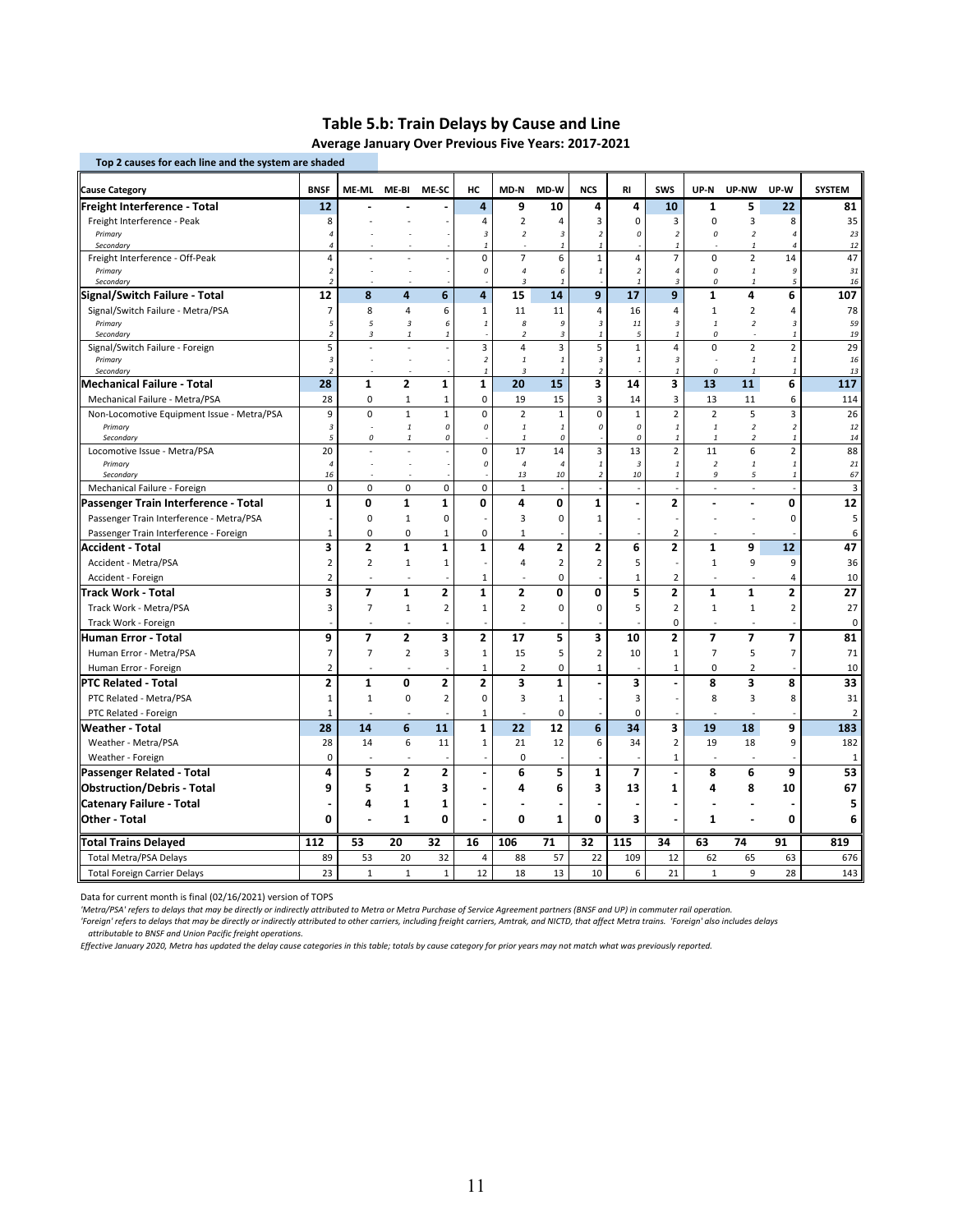## Table 5.b: Train Delays by Cause and Line

**Average January Over Previous Five Years: 2017-2021**

Top 2 causes for each line and the system are shaded

| Cause Category | BNSF | ME-ML | ME-BI | ME-SC | HC | MD-N | MD-W | NCS | RI | SWS | UP-N | UP-NW | UP-W | SYSTEM |
|---|---|---|---|---|---|---|---|---|---|---|---|---|---|---|
| **Freight Interference - Total** | **12** | **-** | **-** | **-** | **4** | **9** | **10** | **4** | **4** | **10** | **1** | **5** | **22** | **81** |
| Freight Interference - Peak | 8 | - | - | - | 4 | 2 | 4 | 3 | 0 | 3 | 0 | 3 | 8 | 35 |
| *Primary* | *4* | - | - | - | *3* | *2* | *3* | *2* | *0* | *2* | *0* | *2* | *4* | *23* |
| *Secondary* | *4* | - | - | - | *1* | - | *1* | *1* | - | *1* | - | *1* | *4* | *12* |
| Freight Interference - Off-Peak | 4 | - | - | - | 0 | 7 | 6 | 1 | 4 | 7 | 0 | 2 | 14 | 47 |
| *Primary* | *2* | - | - | - | *0* | *4* | *6* | *1* | *2* | *4* | *0* | *1* | *9* | *31* |
| *Secondary* | *2* | - | - | - | - | *3* | *1* | - | *1* | *3* | *0* | *1* | *5* | *16* |
| **Signal/Switch Failure - Total** | **12** | **8** | **4** | **6** | **4** | **15** | **14** | **9** | **17** | **9** | **1** | **4** | **6** | **107** |
| Signal/Switch Failure - Metra/PSA | 7 | 8 | 4 | 6 | 1 | 11 | 11 | 4 | 16 | 4 | 1 | 2 | 4 | 78 |
| *Primary* | *5* | *5* | *3* | *6* | *1* | *8* | *9* | *3* | *11* | *3* | *1* | *2* | *3* | *59* |
| *Secondary* | *2* | *3* | *1* | *1* | - | *2* | *3* | *1* | *5* | *1* | *0* | - | *1* | *19* |
| Signal/Switch Failure - Foreign | 5 | - | - | - | 3 | 4 | 3 | 5 | 1 | 4 | 0 | 2 | 2 | 29 |
| *Primary* | *3* | - | - | - | *2* | *1* | *1* | *3* | *1* | *3* | - | *1* | *1* | *16* |
| *Secondary* | *2* | - | - | - | *1* | *3* | *1* | *2* | - | *1* | *0* | *1* | *1* | *13* |
| **Mechanical Failure - Total** | **28** | **1** | **2** | **1** | **1** | **20** | **15** | **3** | **14** | **3** | **13** | **11** | **6** | **117** |
| Mechanical Failure - Metra/PSA | 28 | 0 | 1 | 1 | 0 | 19 | 15 | 3 | 14 | 3 | 13 | 11 | 6 | 114 |
| Non-Locomotive Equipment Issue - Metra/PSA | 9 | 0 | 1 | 1 | 0 | 2 | 1 | 0 | 1 | 2 | 2 | 5 | 3 | 26 |
| *Primary* | *3* | - | *1* | *0* | *0* | *1* | *1* | *0* | *0* | *1* | *1* | *2* | *2* | *12* |
| *Secondary* | *5* | *0* | *1* | *0* | - | *1* | *0* | - | *0* | *1* | *1* | *2* | *1* | *14* |
| Locomotive Issue - Metra/PSA | 20 | - | - | - | 0 | 17 | 14 | 3 | 13 | 2 | 11 | 6 | 2 | 88 |
| *Primary* | *4* | - | - | - | *0* | *4* | *4* | *1* | *3* | *1* | *2* | *1* | *1* | *21* |
| *Secondary* | *16* | - | - | - | - | *13* | *10* | *2* | *10* | *1* | *9* | *5* | *1* | *67* |
| Mechanical Failure - Foreign | 0 | 0 | 0 | 0 | 0 | 1 | - | - | - | - | - | - | - | 3 |
| **Passenger Train Interference - Total** | **1** | **0** | **1** | **1** | **0** | **4** | **0** | **1** | **-** | **2** | **-** | **-** | **0** | **12** |
| Passenger Train Interference - Metra/PSA | - | 0 | 1 | 0 | - | 3 | 0 | 1 | - | - | - | - | 0 | 5 |
| Passenger Train Interference - Foreign | 1 | 0 | 0 | 1 | 0 | 1 | - | - | - | 2 | - | - | - | 6 |
| **Accident - Total** | **3** | **2** | **1** | **1** | **1** | **4** | **2** | **2** | **6** | **2** | **1** | **9** | **12** | **47** |
| Accident - Metra/PSA | 2 | 2 | 1 | 1 | - | 4 | 2 | 2 | 5 | - | 1 | 9 | 9 | 36 |
| Accident - Foreign | 2 | - | - | - | 1 | - | 0 | - | 1 | 2 | - | - | 4 | 10 |
| **Track Work - Total** | **3** | **7** | **1** | **2** | **1** | **2** | **0** | **0** | **5** | **2** | **1** | **1** | **2** | **27** |
| Track Work - Metra/PSA | 3 | 7 | 1 | 2 | 1 | 2 | 0 | 0 | 5 | 2 | 1 | 1 | 2 | 27 |
| Track Work - Foreign | - | - | - | - | - | - | - | - | - | 0 | - | - | - | 0 |
| **Human Error - Total** | **9** | **7** | **2** | **3** | **2** | **17** | **5** | **3** | **10** | **2** | **7** | **7** | **7** | **81** |
| Human Error - Metra/PSA | 7 | 7 | 2 | 3 | 1 | 15 | 5 | 2 | 10 | 1 | 7 | 5 | 7 | 71 |
| Human Error - Foreign | 2 | - | - | - | 1 | 2 | 0 | 1 | - | 1 | 0 | 2 | - | 10 |
| **PTC Related - Total** | **2** | **1** | **0** | **2** | **2** | **3** | **1** | **-** | **3** | **-** | **8** | **3** | **8** | **33** |
| PTC Related - Metra/PSA | 1 | 1 | 0 | 2 | 0 | 3 | 1 | - | 3 | - | 8 | 3 | 8 | 31 |
| PTC Related - Foreign | 1 | - | - | - | 1 | - | 0 | - | 0 | - | - | - | - | 2 |
| **Weather - Total** | **28** | **14** | **6** | **11** | **1** | **22** | **12** | **6** | **34** | **3** | **19** | **18** | **9** | **183** |
| Weather - Metra/PSA | 28 | 14 | 6 | 11 | 1 | 21 | 12 | 6 | 34 | 2 | 19 | 18 | 9 | 182 |
| Weather - Foreign | 0 | - | - | - | - | 0 | - | - | - | 1 | - | - | - | 1 |
| **Passenger Related - Total** | **4** | **5** | **2** | **2** | **-** | **6** | **5** | **1** | **7** | **-** | **8** | **6** | **9** | **53** |
| **Obstruction/Debris - Total** | **9** | **5** | **1** | **3** | **-** | **4** | **6** | **3** | **13** | **1** | **4** | **8** | **10** | **67** |
| **Catenary Failure - Total** | **-** | **4** | **1** | **1** | **-** | **-** | **-** | **-** | **-** | **-** | **-** | **-** | **-** | **5** |
| **Other - Total** | **0** | **-** | **1** | **0** | **-** | **0** | **1** | **0** | **3** | **-** | **1** | **-** | **0** | **6** |
| **Total Trains Delayed** | **112** | **53** | **20** | **32** | **16** | **106** | **71** | **32** | **115** | **34** | **63** | **74** | **91** | **819** |
| Total Metra/PSA Delays | 89 | 53 | 20 | 32 | 4 | 88 | 57 | 22 | 109 | 12 | 62 | 65 | 63 | 676 |
| Total Foreign Carrier Delays | 23 | 1 | 1 | 1 | 12 | 18 | 13 | 10 | 6 | 21 | 1 | 9 | 28 | 143 |

Data for current month is final (02/16/2021) version of TOPS

*'Metra/PSA' refers to delays that may be directly or indirectly attributed to Metra or Metra Purchase of Service Agreement partners (BNSF and UP) in commuter rail operation.*

*'Foreign' refers to delays that may be directly or indirectly attributed to other carriers, including freight carriers, Amtrak, and NICTD, that affect Metra trains. 'Foreign' also includes delays attributable to BNSF and Union Pacific freight operations.*

*Effective January 2020, Metra has updated the delay cause categories in this table; totals by cause category for prior years may not match what was previously reported.*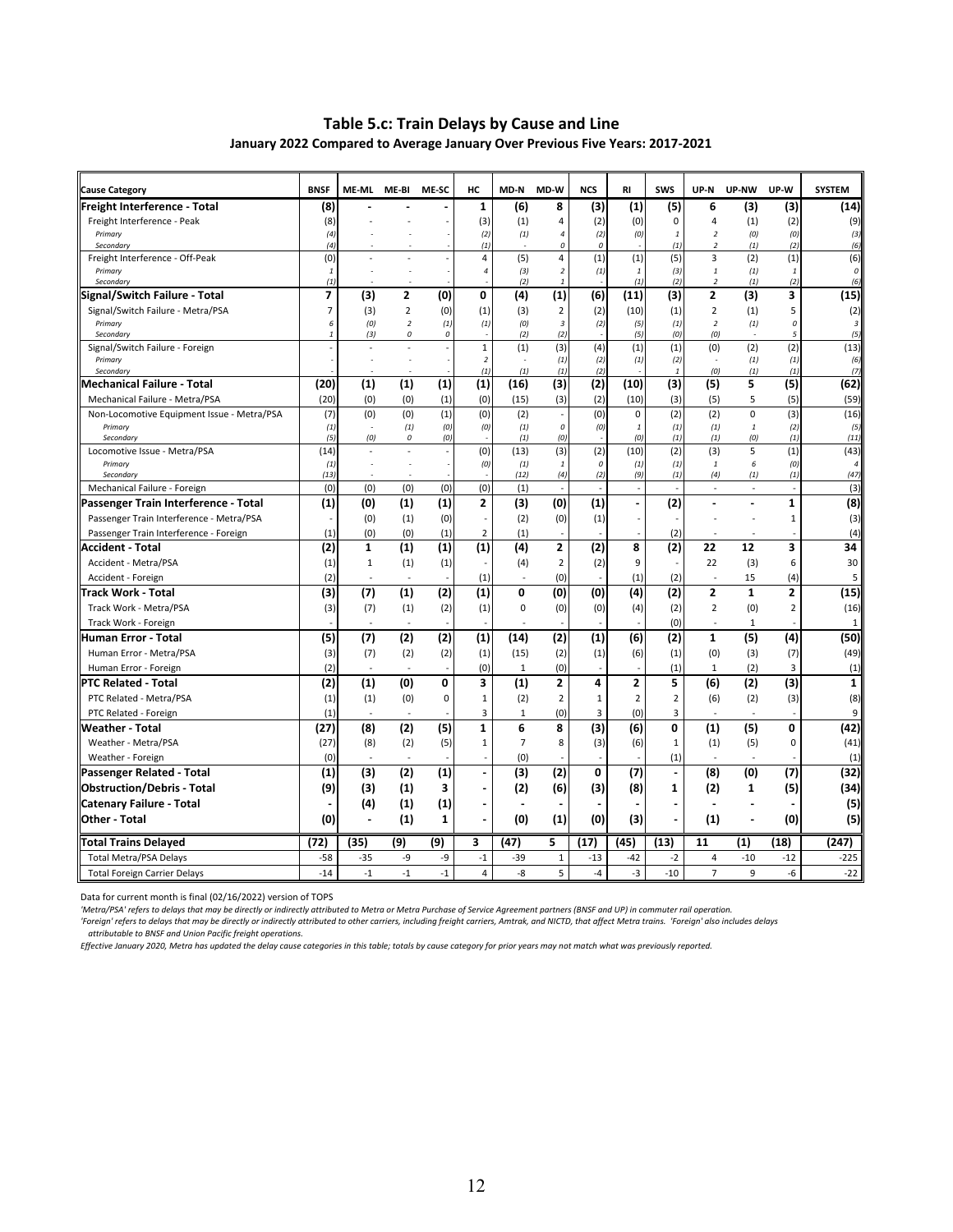## Table 5.c: Train Delays by Cause and Line

**January 2022 Compared to Average January Over Previous Five Years: 2017-2021**

| Cause Category | BNSF | ME-ML | ME-BI | ME-SC | HC | MD-N | MD-W | NCS | RI | SWS | UP-N | UP-NW | UP-W | SYSTEM |
|---|---|---|---|---|---|---|---|---|---|---|---|---|---|---|
| **Freight Interference - Total** | **(8)** | **-** | **-** | **-** | **1** | **(6)** | **8** | **(3)** | **(1)** | **(5)** | **6** | **(3)** | **(3)** | **(14)** |
| Freight Interference - Peak | (8) | - | - | - | (3) | (1) | 4 | (2) | (0) | 0 | 4 | (1) | (2) | (9) |
| *Primary* | *(4)* | - | - | - | *(2)* | *(1)* | *4* | *(2)* | *(0)* | *1* | *2* | *(0)* | *(0)* | *(3)* |
| *Secondary* | *(4)* | - | - | - | *(1)* | - | *0* | *0* | - | *(1)* | *2* | *(1)* | *(2)* | *(6)* |
| Freight Interference - Off-Peak | (0) | - | - | - | 4 | (5) | 4 | (1) | (1) | (5) | 3 | (2) | (1) | (6) |
| *Primary* | *1* | - | - | - | *4* | *(3)* | *2* | *(1)* | *1* | *(3)* | *1* | *(1)* | *1* | *0* |
| *Secondary* | *(1)* | - | - | - | - | *(2)* | *1* | - | *(1)* | *(2)* | *2* | *(1)* | *(2)* | *(6)* |
| **Signal/Switch Failure - Total** | **7** | **(3)** | **2** | **(0)** | **0** | **(4)** | **(1)** | **(6)** | **(11)** | **(3)** | **2** | **(3)** | **3** | **(15)** |
| Signal/Switch Failure - Metra/PSA | 7 | (3) | 2 | (0) | (1) | (3) | 2 | (2) | (10) | (1) | 2 | (1) | 5 | (2) |
| *Primary* | *6* | *(0)* | *2* | *(1)* | *(1)* | *(0)* | *3* | *(2)* | *(5)* | *(1)* | *2* | *(1)* | *0* | *3* |
| *Secondary* | *1* | *(3)* | *0* | *0* | - | *(2)* | *(2)* | - | *(5)* | *(0)* | *(0)* | - | *5* | *(5)* |
| Signal/Switch Failure - Foreign | - | - | - | - | 1 | (1) | (3) | (4) | (1) | (1) | (0) | (2) | (2) | (13) |
| *Primary* | - | - | - | - | *2* | - | *(1)* | *(2)* | *(1)* | *(2)* | - | *(1)* | *(1)* | *(6)* |
| *Secondary* | - | - | - | - | *(1)* | *(1)* | *(1)* | *(2)* | - | *1* | *(0)* | *(1)* | *(1)* | *(7)* |
| **Mechanical Failure - Total** | **(20)** | **(1)** | **(1)** | **(1)** | **(1)** | **(16)** | **(3)** | **(2)** | **(10)** | **(3)** | **(5)** | **5** | **(5)** | **(62)** |
| Mechanical Failure - Metra/PSA | (20) | (0) | (0) | (1) | (0) | (15) | (3) | (2) | (10) | (3) | (5) | 5 | (5) | (59) |
| Non-Locomotive Equipment Issue - Metra/PSA | (7) | (0) | (0) | (1) | (0) | (2) | - | (0) | 0 | (2) | (2) | 0 | (3) | (16) |
| *Primary* | *(1)* | - | *(1)* | *(0)* | *(0)* | *(1)* | *0* | *(0)* | *1* | *(1)* | *(1)* | *1* | *(2)* | *(5)* |
| *Secondary* | *(5)* | *(0)* | *0* | *(0)* | - | *(1)* | *(0)* | - | *(0)* | *(1)* | *(1)* | *(0)* | *(1)* | *(11)* |
| Locomotive Issue - Metra/PSA | (14) | - | - | - | (0) | (13) | (3) | (2) | (10) | (2) | (3) | 5 | (1) | (43) |
| *Primary* | *(1)* | - | - | - | *(0)* | *(1)* | *1* | *0* | *(1)* | *(1)* | *1* | *6* | *(0)* | *4* |
| *Secondary* | *(13)* | - | - | - | - | *(12)* | *(4)* | *(2)* | *(9)* | *(1)* | *(4)* | *(1)* | *(1)* | *(47)* |
| Mechanical Failure - Foreign | (0) | (0) | (0) | (0) | (0) | (1) | - | - | - | - | - | - | - | (3) |
| **Passenger Train Interference - Total** | **(1)** | **(0)** | **(1)** | **(1)** | **2** | **(3)** | **(0)** | **(1)** | **-** | **(2)** | **-** | **-** | **1** | **(8)** |
| Passenger Train Interference - Metra/PSA | - | (0) | (1) | (0) | - | (2) | (0) | (1) | - | - | - | - | 1 | (3) |
| Passenger Train Interference - Foreign | (1) | (0) | (0) | (1) | 2 | (1) | - | - | - | (2) | - | - | - | (4) |
| **Accident - Total** | **(2)** | **1** | **(1)** | **(1)** | **(1)** | **(4)** | **2** | **(2)** | **8** | **(2)** | **22** | **12** | **3** | **34** |
| Accident - Metra/PSA | (1) | 1 | (1) | (1) | - | (4) | 2 | (2) | 9 | - | 22 | (3) | 6 | 30 |
| Accident - Foreign | (2) | - | - | - | (1) | - | (0) | - | (1) | (2) | - | 15 | (4) | 5 |
| **Track Work - Total** | **(3)** | **(7)** | **(1)** | **(2)** | **(1)** | **0** | **(0)** | **(0)** | **(4)** | **(2)** | **2** | **1** | **2** | **(15)** |
| Track Work - Metra/PSA | (3) | (7) | (1) | (2) | (1) | 0 | (0) | (0) | (4) | (2) | 2 | (0) | 2 | (16) |
| Track Work - Foreign | - | - | - | - | - | - | - | - | - | (0) | - | 1 | - | 1 |
| **Human Error - Total** | **(5)** | **(7)** | **(2)** | **(2)** | **(1)** | **(14)** | **(2)** | **(1)** | **(6)** | **(2)** | **1** | **(5)** | **(4)** | **(50)** |
| Human Error - Metra/PSA | (3) | (7) | (2) | (2) | (1) | (15) | (2) | (1) | (6) | (1) | (0) | (3) | (7) | (49) |
| Human Error - Foreign | (2) | - | - | - | (0) | 1 | (0) | - | - | (1) | 1 | (2) | 3 | (1) |
| **PTC Related - Total** | **(2)** | **(1)** | **(0)** | **0** | **3** | **(1)** | **2** | **4** | **2** | **5** | **(6)** | **(2)** | **(3)** | **1** |
| PTC Related - Metra/PSA | (1) | (1) | (0) | 0 | 1 | (2) | 2 | 1 | 2 | 2 | (6) | (2) | (3) | (8) |
| PTC Related - Foreign | (1) | - | - | - | 3 | 1 | (0) | 3 | (0) | 3 | - | - | - | 9 |
| **Weather - Total** | **(27)** | **(8)** | **(2)** | **(5)** | **1** | **6** | **8** | **(3)** | **(6)** | **0** | **(1)** | **(5)** | **0** | **(42)** |
| Weather - Metra/PSA | (27) | (8) | (2) | (5) | 1 | 7 | 8 | (3) | (6) | 1 | (1) | (5) | 0 | (41) |
| Weather - Foreign | (0) | - | - | - | - | (0) | - | - | - | (1) | - | - | - | (1) |
| **Passenger Related - Total** | **(1)** | **(3)** | **(2)** | **(1)** | **-** | **(3)** | **(2)** | **0** | **(7)** | **-** | **(8)** | **(0)** | **(7)** | **(32)** |
| **Obstruction/Debris - Total** | **(9)** | **(3)** | **(1)** | **3** | **-** | **(2)** | **(6)** | **(3)** | **(8)** | **1** | **(2)** | **1** | **(5)** | **(34)** |
| **Catenary Failure - Total** | **-** | **(4)** | **(1)** | **(1)** | **-** | **-** | **-** | **-** | **-** | **-** | **-** | **-** | **-** | **(5)** |
| **Other - Total** | **(0)** | **-** | **(1)** | **1** | **-** | **(0)** | **(1)** | **(0)** | **(3)** | **-** | **(1)** | **-** | **(0)** | **(5)** |
| **Total Trains Delayed** | **(72)** | **(35)** | **(9)** | **(9)** | **3** | **(47)** | **5** | **(17)** | **(45)** | **(13)** | **11** | **(1)** | **(18)** | **(247)** |
| Total Metra/PSA Delays | -58 | -35 | -9 | -9 | -1 | -39 | 1 | -13 | -42 | -2 | 4 | -10 | -12 | -225 |
| Total Foreign Carrier Delays | -14 | -1 | -1 | -1 | 4 | -8 | 5 | -4 | -3 | -10 | 7 | 9 | -6 | -22 |

Data for current month is final (02/16/2022) version of TOPS

*'Metra/PSA' refers to delays that may be directly or indirectly attributed to Metra or Metra Purchase of Service Agreement partners (BNSF and UP) in commuter rail operation.*

*'Foreign' refers to delays that may be directly or indirectly attributed to other carriers, including freight carriers, Amtrak, and NICTD, that affect Metra trains. 'Foreign' also includes delays attributable to BNSF and Union Pacific freight operations.*

*Effective January 2020, Metra has updated the delay cause categories in this table; totals by cause category for prior years may not match what was previously reported.*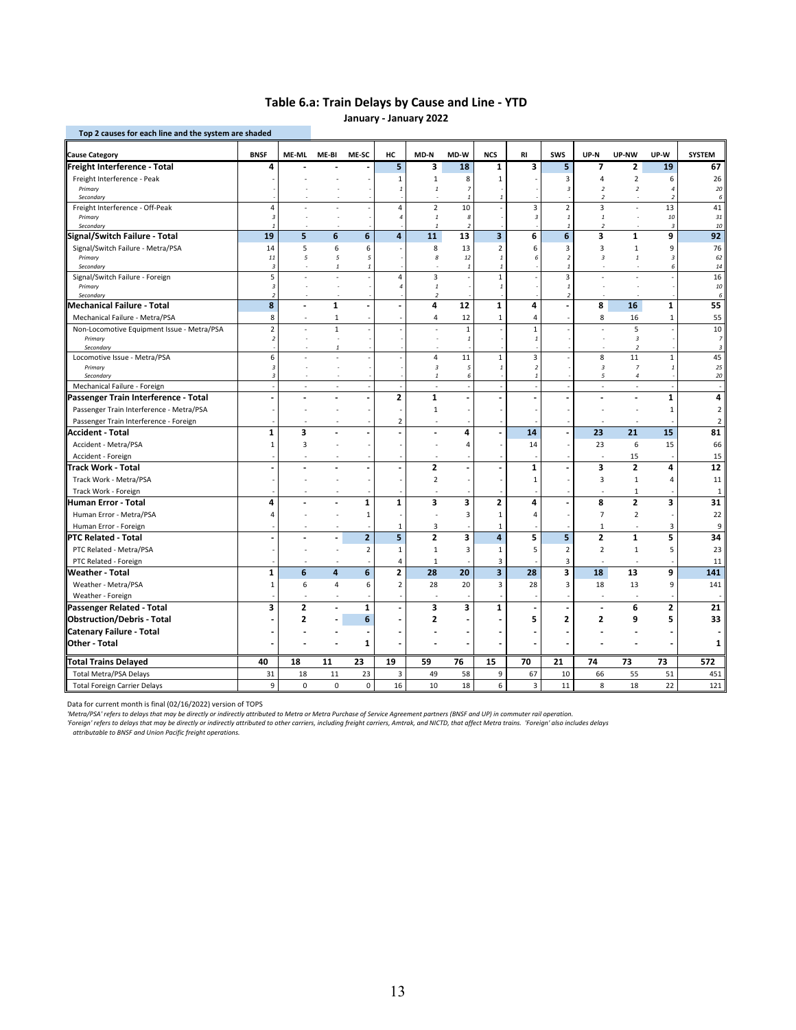## Table 6.a: Train Delays by Cause and Line - YTD

**January - January 2022**

Top 2 causes for each line and the system are shaded

| Cause Category | BNSF | ME-ML | ME-BI | ME-SC | HC | MD-N | MD-W | NCS | RI | SWS | UP-N | UP-NW | UP-W | SYSTEM |
|---|---|---|---|---|---|---|---|---|---|---|---|---|---|---|
| **Freight Interference - Total** | **4** | **-** | **-** | **-** | **5** | **3** | **18** | **1** | **3** | **5** | **7** | **2** | **19** | **67** |
| Freight Interference - Peak | - | - | - | - | 1 | 1 | 8 | 1 | - | 3 | 4 | 2 | 6 | 26 |
| *Primary* | - | - | - | - | 1 | 1 | 7 | - | - | 3 | 2 | 2 | 4 | 20 |
| *Secondary* | - | - | - | - | - | - | 1 | 1 | - | - | 2 | - | 2 | 6 |
| Freight Interference - Off-Peak | 4 | - | - | - | 4 | 2 | 10 | - | 3 | 2 | 3 | - | 13 | 41 |
| *Primary* | 3 | - | - | - | 4 | 1 | 8 | - | 3 | 1 | 1 | - | 10 | 31 |
| *Secondary* | 1 | - | - | - | - | 1 | 2 | - | - | 1 | 2 | - | 3 | 10 |
| **Signal/Switch Failure - Total** | **19** | **5** | **6** | **6** | **4** | **11** | **13** | **3** | **6** | **6** | **3** | **1** | **9** | **92** |
| Signal/Switch Failure - Metra/PSA | 14 | 5 | 6 | 6 | - | 8 | 13 | 2 | 6 | 3 | 3 | 1 | 9 | 76 |
| *Primary* | 11 | 5 | 5 | 5 | - | 8 | 12 | 1 | 6 | 2 | 3 | 1 | 3 | 62 |
| *Secondary* | 3 | - | 1 | 1 | - | - | 1 | 1 | - | 1 | - | - | 6 | 14 |
| Signal/Switch Failure - Foreign | 5 | - | - | - | 4 | 3 | - | 1 | - | 3 | - | - | - | 16 |
| *Primary* | 3 | - | - | - | 4 | 1 | - | 1 | - | 1 | - | - | - | 10 |
| *Secondary* | 2 | - | - | - | - | 2 | - | - | - | 2 | - | - | - | 6 |
| **Mechanical Failure - Total** | **8** | **-** | **1** | **-** | **-** | **4** | **12** | **1** | **4** | **-** | **8** | **16** | **1** | **55** |
| Mechanical Failure - Metra/PSA | 8 | - | 1 | - | - | 4 | 12 | 1 | 4 | - | 8 | 16 | 1 | 55 |
| Non-Locomotive Equipment Issue - Metra/PSA | 2 | - | 1 | - | - | - | 1 | - | 1 | - | - | 5 | - | 10 |
| *Primary* | 2 | - | - | - | - | - | 1 | - | 1 | - | - | 3 | - | 7 |
| *Secondary* | - | - | 1 | - | - | - | - | - | - | - | - | 2 | - | 3 |
| Locomotive Issue - Metra/PSA | 6 | - | - | - | - | 4 | 11 | 1 | 3 | - | 8 | 11 | 1 | 45 |
| *Primary* | 3 | - | - | - | - | 3 | 5 | 1 | 2 | - | 3 | 7 | 1 | 25 |
| *Secondary* | 3 | - | - | - | - | 1 | 6 | - | 1 | - | 5 | 4 | - | 20 |
| Mechanical Failure - Foreign | - | - | - | - | - | - | - | - | - | - | - | - | - | - |
| **Passenger Train Interference - Total** | **-** | **-** | **-** | **-** | **2** | **1** | **-** | **-** | **-** | **-** | **-** | **-** | **1** | **4** |
| Passenger Train Interference - Metra/PSA | - | - | - | - | - | 1 | - | - | - | - | - | - | 1 | 2 |
| Passenger Train Interference - Foreign | - | - | - | - | 2 | - | - | - | - | - | - | - | - | 2 |
| **Accident - Total** | **1** | **3** | **-** | **-** | **-** | **-** | **4** | **-** | **14** | **-** | **23** | **21** | **15** | **81** |
| Accident - Metra/PSA | 1 | 3 | - | - | - | - | 4 | - | 14 | - | 23 | 6 | 15 | 66 |
| Accident - Foreign | - | - | - | - | - | - | - | - | - | - | - | 15 | - | 15 |
| **Track Work - Total** | **-** | **-** | **-** | **-** | **-** | **2** | **-** | **-** | **1** | **-** | **3** | **2** | **4** | **12** |
| Track Work - Metra/PSA | - | - | - | - | - | 2 | - | - | 1 | - | 3 | 1 | 4 | 11 |
| Track Work - Foreign | - | - | - | - | - | - | - | - | - | - | - | 1 | - | 1 |
| **Human Error - Total** | **4** | **-** | **-** | **1** | **1** | **3** | **3** | **2** | **4** | **-** | **8** | **2** | **3** | **31** |
| Human Error - Metra/PSA | 4 | - | - | 1 | - | - | 3 | 1 | 4 | - | 7 | 2 | - | 22 |
| Human Error - Foreign | - | - | - | - | 1 | 3 | - | 1 | - | - | 1 | - | 3 | 9 |
| **PTC Related - Total** | **-** | **-** | **-** | **2** | **5** | **2** | **3** | **4** | **5** | **5** | **2** | **1** | **5** | **34** |
| PTC Related - Metra/PSA | - | - | - | 2 | 1 | 1 | 3 | 1 | 5 | 2 | 2 | 1 | 5 | 23 |
| PTC Related - Foreign | - | - | - | - | 4 | 1 | - | 3 | - | 3 | - | - | - | 11 |
| **Weather - Total** | **1** | **6** | **4** | **6** | **2** | **28** | **20** | **3** | **28** | **3** | **18** | **13** | **9** | **141** |
| Weather - Metra/PSA | 1 | 6 | 4 | 6 | 2 | 28 | 20 | 3 | 28 | 3 | 18 | 13 | 9 | 141 |
| Weather - Foreign | - | - | - | - | - | - | - | - | - | - | - | - | - | - |
| **Passenger Related - Total** | **3** | **2** | **-** | **1** | **-** | **3** | **3** | **1** | **-** | **-** | **-** | **6** | **2** | **21** |
| **Obstruction/Debris - Total** | **-** | **2** | **-** | **6** | **-** | **2** | **-** | **-** | **5** | **2** | **2** | **9** | **5** | **33** |
| **Catenary Failure - Total** | **-** | **-** | **-** | **-** | **-** | **-** | **-** | **-** | **-** | **-** | **-** | **-** | **-** | **-** |
| **Other - Total** | **-** | **-** | **-** | **1** | **-** | **-** | **-** | **-** | **-** | **-** | **-** | **-** | **-** | **1** |
| **Total Trains Delayed** | **40** | **18** | **11** | **23** | **19** | **59** | **76** | **15** | **70** | **21** | **74** | **73** | **73** | **572** |
| Total Metra/PSA Delays | 31 | 18 | 11 | 23 | 3 | 49 | 58 | 9 | 67 | 10 | 66 | 55 | 51 | 451 |
| Total Foreign Carrier Delays | 9 | 0 | 0 | 0 | 16 | 10 | 18 | 6 | 3 | 11 | 8 | 18 | 22 | 121 |

Data for current month is final (02/16/2022) version of TOPS

*'Metra/PSA' refers to delays that may be directly or indirectly attributed to Metra or Metra Purchase of Service Agreement partners (BNSF and UP) in commuter rail operation.*

*'Foreign' refers to delays that may be directly or indirectly attributed to other carriers, including freight carriers, Amtrak, and NICTD, that affect Metra trains. 'Foreign' also includes delays attributable to BNSF and Union Pacific freight operations.*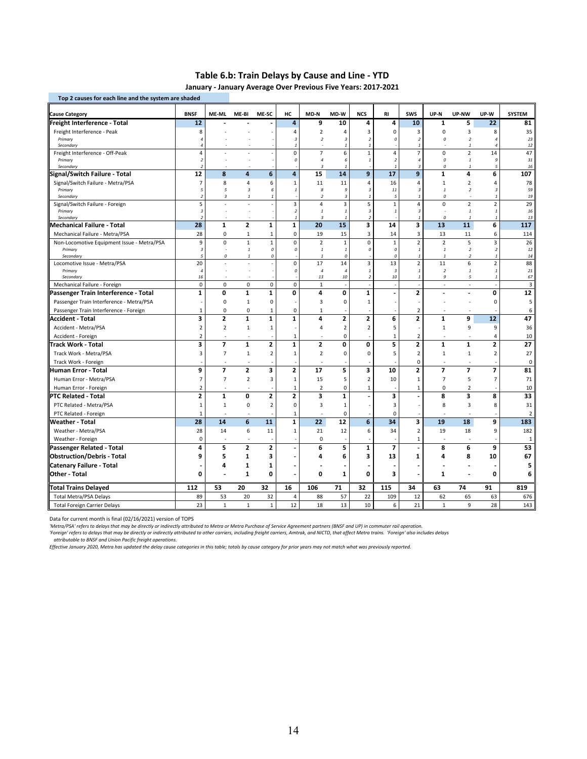# Table 6.b: Train Delays by Cause and Line - YTD

**January - January Average Over Previous Five Years: 2017-2021**

Top 2 causes for each line and the system are shaded

| Cause Category | BNSF | ME-ML | ME-BI | ME-SC | HC | MD-N | MD-W | NCS | RI | SWS | UP-N | UP-NW | UP-W | SYSTEM |
|---|---|---|---|---|---|---|---|---|---|---|---|---|---|---|
| **Freight Interference - Total** | **12** | **-** | **-** | **-** | **4** | **9** | **10** | **4** | **4** | **10** | **1** | **5** | **22** | **81** |
| Freight Interference - Peak | 8 | - | - | - | 4 | 2 | 4 | 3 | 0 | 3 | 0 | 3 | 8 | 35 |
| *Primary* | *4* | - | - | - | *3* | *2* | *3* | *2* | *0* | *2* | *0* | *2* | *4* | *23* |
| *Secondary* | *4* | - | - | - | *1* | - | *1* | *1* | - | *1* | - | *1* | *4* | *12* |
| Freight Interference - Off-Peak | 4 | - | - | - | 0 | 7 | 6 | 1 | 4 | 7 | 0 | 2 | 14 | 47 |
| *Primary* | *2* | - | - | - | *0* | *4* | *6* | *1* | *2* | *4* | *0* | *1* | *9* | *31* |
| *Secondary* | *2* | - | - | - | - | *3* | *1* | - | *1* | *3* | *0* | *1* | *5* | *16* |
| **Signal/Switch Failure - Total** | **12** | **8** | **4** | **6** | **4** | **15** | **14** | **9** | **17** | **9** | **1** | **4** | **6** | **107** |
| Signal/Switch Failure - Metra/PSA | 7 | 8 | 4 | 6 | 1 | 11 | 11 | 4 | 16 | 4 | 1 | 2 | 4 | 78 |
| *Primary* | *5* | *5* | *3* | *6* | *1* | *8* | *9* | *3* | *11* | *3* | *1* | *2* | *3* | *59* |
| *Secondary* | *2* | *3* | *1* | *1* | - | *2* | *3* | *1* | *5* | *1* | *0* | - | *1* | *19* |
| Signal/Switch Failure - Foreign | 5 | - | - | - | 3 | 4 | 3 | 5 | 1 | 4 | 0 | 2 | 2 | 29 |
| *Primary* | *3* | - | - | - | *2* | *1* | *1* | *3* | *1* | *3* | - | *1* | *1* | *16* |
| *Secondary* | *2* | - | - | - | *1* | *3* | *1* | *2* | - | *1* | *0* | *1* | *1* | *13* |
| **Mechanical Failure - Total** | **28** | **1** | **2** | **1** | **1** | **20** | **15** | **3** | **14** | **3** | **13** | **11** | **6** | **117** |
| Mechanical Failure - Metra/PSA | 28 | 0 | 1 | 1 | 0 | 19 | 15 | 3 | 14 | 3 | 13 | 11 | 6 | 114 |
| Non-Locomotive Equipment Issue - Metra/PSA | 9 | 0 | 1 | 1 | 0 | 2 | 1 | 0 | 1 | 2 | 2 | 5 | 3 | 26 |
| *Primary* | *3* | - | *1* | *0* | *0* | *1* | *1* | *0* | *0* | *1* | *1* | *2* | *2* | *12* |
| *Secondary* | *5* | *0* | *1* | *0* | - | *1* | *0* | - | *0* | *1* | *1* | *2* | *1* | *14* |
| Locomotive Issue - Metra/PSA | 20 | - | - | - | 0 | 17 | 14 | 3 | 13 | 2 | 11 | 6 | 2 | 88 |
| *Primary* | *4* | - | - | - | *0* | *4* | *4* | *1* | *3* | *1* | *2* | *1* | *1* | *21* |
| *Secondary* | *16* | - | - | - | - | *13* | *10* | *2* | *10* | *1* | *9* | *5* | *1* | *67* |
| Mechanical Failure - Foreign | 0 | 0 | 0 | 0 | 0 | 1 | - | - | - | - | - | - | - | 3 |
| **Passenger Train Interference - Total** | **1** | **0** | **1** | **1** | **0** | **4** | **0** | **1** | **-** | **2** | **-** | **-** | **0** | **12** |
| Passenger Train Interference - Metra/PSA | - | 0 | 1 | 0 | - | 3 | 0 | 1 | - | - | - | - | 0 | 5 |
| Passenger Train Interference - Foreign | 1 | 0 | 0 | 1 | 0 | 1 | - | - | - | 2 | - | - | - | 6 |
| **Accident - Total** | **3** | **2** | **1** | **1** | **1** | **4** | **2** | **2** | **6** | **2** | **1** | **9** | **12** | **47** |
| Accident - Metra/PSA | 2 | 2 | 1 | 1 | - | 4 | 2 | 2 | 5 | - | 1 | 9 | 9 | 36 |
| Accident - Foreign | 2 | - | - | - | 1 | - | 0 | - | 1 | 2 | - | - | 4 | 10 |
| **Track Work - Total** | **3** | **7** | **1** | **2** | **1** | **2** | **0** | **0** | **5** | **2** | **1** | **1** | **2** | **27** |
| Track Work - Metra/PSA | 3 | 7 | 1 | 2 | 1 | 2 | 0 | 0 | 5 | 2 | 1 | 1 | 2 | 27 |
| Track Work - Foreign | - | - | - | - | - | - | - | - | - | 0 | - | - | - | 0 |
| **Human Error - Total** | **9** | **7** | **2** | **3** | **2** | **17** | **5** | **3** | **10** | **2** | **7** | **7** | **7** | **81** |
| Human Error - Metra/PSA | 7 | 7 | 2 | 3 | 1 | 15 | 5 | 2 | 10 | 1 | 7 | 5 | 7 | 71 |
| Human Error - Foreign | 2 | - | - | - | 1 | 2 | 0 | 1 | - | 1 | 0 | 2 | - | 10 |
| **PTC Related - Total** | **2** | **1** | **0** | **2** | **2** | **3** | **1** | **-** | **3** | **-** | **8** | **3** | **8** | **33** |
| PTC Related - Metra/PSA | 1 | 1 | 0 | 2 | 0 | 3 | 1 | - | 3 | - | 8 | 3 | 8 | 31 |
| PTC Related - Foreign | 1 | - | - | - | 1 | - | 0 | - | 0 | - | - | - | - | 2 |
| **Weather - Total** | **28** | **14** | **6** | **11** | **1** | **22** | **12** | **6** | **34** | **3** | **19** | **18** | **9** | **183** |
| Weather - Metra/PSA | 28 | 14 | 6 | 11 | 1 | 21 | 12 | 6 | 34 | 2 | 19 | 18 | 9 | 182 |
| Weather - Foreign | 0 | - | - | - | - | 0 | - | - | - | 1 | - | - | - | 1 |
| **Passenger Related - Total** | **4** | **5** | **2** | **2** | **-** | **6** | **5** | **1** | **7** | **-** | **8** | **6** | **9** | **53** |
| **Obstruction/Debris - Total** | **9** | **5** | **1** | **3** | **-** | **4** | **6** | **3** | **13** | **1** | **4** | **8** | **10** | **67** |
| **Catenary Failure - Total** | **-** | **4** | **1** | **1** | **-** | **-** | **-** | **-** | **-** | **-** | **-** | **-** | **-** | **5** |
| **Other - Total** | **0** | **-** | **1** | **0** | **-** | **0** | **1** | **0** | **3** | **-** | **1** | **-** | **0** | **6** |
| **Total Trains Delayed** | **112** | **53** | **20** | **32** | **16** | **106** | **71** | **32** | **115** | **34** | **63** | **74** | **91** | **819** |
| Total Metra/PSA Delays | 89 | 53 | 20 | 32 | 4 | 88 | 57 | 22 | 109 | 12 | 62 | 65 | 63 | 676 |
| Total Foreign Carrier Delays | 23 | 1 | 1 | 1 | 12 | 18 | 13 | 10 | 6 | 21 | 1 | 9 | 28 | 143 |

Data for current month is final (02/16/2021) version of TOPS

*'Metra/PSA' refers to delays that may be directly or indirectly attributed to Metra or Metra Purchase of Service Agreement partners (BNSF and UP) in commuter rail operation.*

*'Foreign' refers to delays that may be directly or indirectly attributed to other carriers, including freight carriers, Amtrak, and NICTD, that affect Metra trains. 'Foreign' also includes delays attributable to BNSF and Union Pacific freight operations.*

*Effective January 2020, Metra has updated the delay cause categories in this table; totals by cause category for prior years may not match what was previously reported.*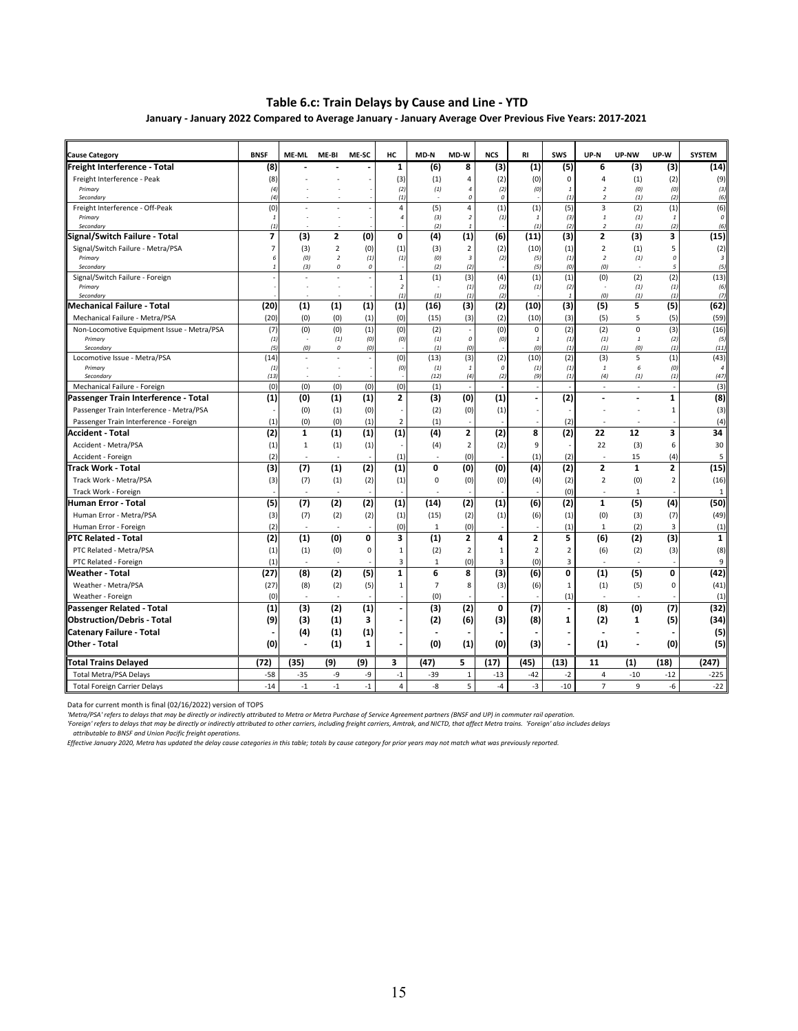# Table 6.c: Train Delays by Cause and Line - YTD

**January - January 2022 Compared to Average January - January Average Over Previous Five Years: 2017-2021**

| Cause Category | BNSF | ME-ML | ME-BI | ME-SC | HC | MD-N | MD-W | NCS | RI | SWS | UP-N | UP-NW | UP-W | SYSTEM |
|---|---|---|---|---|---|---|---|---|---|---|---|---|---|---|
| **Freight Interference - Total** | **(8)** | **-** | **-** | **-** | **1** | **(6)** | **8** | **(3)** | **(1)** | **(5)** | **6** | **(3)** | **(3)** | **(14)** |
| Freight Interference - Peak | (8) | - | - | - | (3) | (1) | 4 | (2) | (0) | 0 | 4 | (1) | (2) | (9) |
| *Primary* | *(4)* | - | - | - | *(2)* | *(1)* | *4* | *(2)* | *(0)* | *1* | *2* | *(0)* | *(0)* | *(3)* |
| *Secondary* | *(4)* | - | - | - | *(1)* | - | *0* | *0* | - | *(1)* | *2* | *(1)* | *(2)* | *(6)* |
| Freight Interference - Off-Peak | (0) | - | - | - | 4 | (5) | 4 | (1) | (1) | (5) | 3 | (2) | (1) | (6) |
| *Primary* | *1* | - | - | - | *4* | *(3)* | *2* | *(1)* | *1* | *(3)* | *1* | *(1)* | *1* | *0* |
| *Secondary* | *(1)* | - | - | - | - | *(2)* | *1* | - | *(1)* | *(2)* | *2* | *(1)* | *(2)* | *(6)* |
| **Signal/Switch Failure - Total** | **7** | **(3)** | **2** | **(0)** | **0** | **(4)** | **(1)** | **(6)** | **(11)** | **(3)** | **2** | **(3)** | **3** | **(15)** |
| Signal/Switch Failure - Metra/PSA | 7 | (3) | 2 | (0) | (1) | (3) | 2 | (2) | (10) | (1) | 2 | (1) | 5 | (2) |
| *Primary* | *6* | *(0)* | *2* | *(1)* | *(1)* | *(0)* | *3* | *(2)* | *(5)* | *(1)* | *2* | *(1)* | *0* | *3* |
| *Secondary* | *1* | *(3)* | *0* | *0* | - | *(2)* | *(2)* | - | *(5)* | *(0)* | *(0)* | - | *5* | *(5)* |
| Signal/Switch Failure - Foreign | - | - | - | - | 1 | (1) | (3) | (4) | (1) | (1) | (0) | (2) | (2) | (13) |
| *Primary* | - | - | - | - | *2* | - | *(1)* | *(2)* | *(1)* | *(2)* | - | *(1)* | *(1)* | *(6)* |
| *Secondary* | - | - | - | - | *(1)* | *(1)* | *(1)* | *(2)* | - | *1* | *(0)* | *(1)* | *(1)* | *(7)* |
| **Mechanical Failure - Total** | **(20)** | **(1)** | **(1)** | **(1)** | **(1)** | **(16)** | **(3)** | **(2)** | **(10)** | **(3)** | **(5)** | **5** | **(5)** | **(62)** |
| Mechanical Failure - Metra/PSA | (20) | (0) | (0) | (1) | (0) | (15) | (3) | (2) | (10) | (3) | (5) | 5 | (5) | (59) |
| Non-Locomotive Equipment Issue - Metra/PSA | (7) | (0) | (0) | (1) | (0) | (2) | - | (0) | 0 | (2) | (2) | 0 | (3) | (16) |
| *Primary* | *(1)* | - | *(1)* | *(0)* | *(0)* | *(1)* | *0* | *(0)* | *1* | *(1)* | *(1)* | *1* | *(2)* | *(5)* |
| *Secondary* | *(5)* | *(0)* | *0* | *(0)* | - | *(1)* | *(0)* | - | *(0)* | *(1)* | *(1)* | *(0)* | *(1)* | *(11)* |
| Locomotive Issue - Metra/PSA | (14) | - | - | - | (0) | (13) | (3) | (2) | (10) | (2) | (3) | 5 | (1) | (43) |
| *Primary* | *(1)* | - | - | - | *(0)* | *(1)* | *1* | *0* | *(1)* | *(1)* | *1* | *6* | *(0)* | *4* |
| *Secondary* | *(13)* | - | - | - | - | *(12)* | *(4)* | *(2)* | *(9)* | *(1)* | *(4)* | *(1)* | *(1)* | *(47)* |
| Mechanical Failure - Foreign | (0) | (0) | (0) | (0) | (0) | (1) | - | - | - | - | - | - | - | (3) |
| **Passenger Train Interference - Total** | **(1)** | **(0)** | **(1)** | **(1)** | **2** | **(3)** | **(0)** | **(1)** | **-** | **(2)** | **-** | **-** | **1** | **(8)** |
| Passenger Train Interference - Metra/PSA | - | (0) | (1) | (0) | - | (2) | (0) | (1) | - | - | - | - | 1 | (3) |
| Passenger Train Interference - Foreign | (1) | (0) | (0) | (1) | 2 | (1) | - | - | - | (2) | - | - | - | (4) |
| **Accident - Total** | **(2)** | **1** | **(1)** | **(1)** | **(1)** | **(4)** | **2** | **(2)** | **8** | **(2)** | **22** | **12** | **3** | **34** |
| Accident - Metra/PSA | (1) | 1 | (1) | (1) | - | (4) | 2 | (2) | 9 | - | 22 | (3) | 6 | 30 |
| Accident - Foreign | (2) | - | - | - | (1) | - | (0) | - | (1) | (2) | - | 15 | (4) | 5 |
| **Track Work - Total** | **(3)** | **(7)** | **(1)** | **(2)** | **(1)** | **0** | **(0)** | **(0)** | **(4)** | **(2)** | **2** | **1** | **2** | **(15)** |
| Track Work - Metra/PSA | (3) | (7) | (1) | (2) | (1) | 0 | (0) | (0) | (4) | (2) | 2 | (0) | 2 | (16) |
| Track Work - Foreign | - | - | - | - | - | - | - | - | - | (0) | - | 1 | - | 1 |
| **Human Error - Total** | **(5)** | **(7)** | **(2)** | **(2)** | **(1)** | **(14)** | **(2)** | **(1)** | **(6)** | **(2)** | **1** | **(5)** | **(4)** | **(50)** |
| Human Error - Metra/PSA | (3) | (7) | (2) | (2) | (1) | (15) | (2) | (1) | (6) | (1) | (0) | (3) | (7) | (49) |
| Human Error - Foreign | (2) | - | - | - | (0) | 1 | (0) | - | - | (1) | 1 | (2) | 3 | (1) |
| **PTC Related - Total** | **(2)** | **(1)** | **(0)** | **0** | **3** | **(1)** | **2** | **4** | **2** | **5** | **(6)** | **(2)** | **(3)** | **1** |
| PTC Related - Metra/PSA | (1) | (1) | (0) | 0 | 1 | (2) | 2 | 1 | 2 | 2 | (6) | (2) | (3) | (8) |
| PTC Related - Foreign | (1) | - | - | - | 3 | 1 | (0) | 3 | (0) | 3 | - | - | - | 9 |
| **Weather - Total** | **(27)** | **(8)** | **(2)** | **(5)** | **1** | **6** | **8** | **(3)** | **(6)** | **0** | **(1)** | **(5)** | **0** | **(42)** |
| Weather - Metra/PSA | (27) | (8) | (2) | (5) | 1 | 7 | 8 | (3) | (6) | 1 | (1) | (5) | 0 | (41) |
| Weather - Foreign | (0) | - | - | - | - | (0) | - | - | - | (1) | - | - | - | (1) |
| **Passenger Related - Total** | **(1)** | **(3)** | **(2)** | **(1)** | **-** | **(3)** | **(2)** | **0** | **(7)** | **-** | **(8)** | **(0)** | **(7)** | **(32)** |
| **Obstruction/Debris - Total** | **(9)** | **(3)** | **(1)** | **3** | **-** | **(2)** | **(6)** | **(3)** | **(8)** | **1** | **(2)** | **1** | **(5)** | **(34)** |
| **Catenary Failure - Total** | **-** | **(4)** | **(1)** | **(1)** | **-** | **-** | **-** | **-** | **-** | **-** | **-** | **-** | **-** | **(5)** |
| **Other - Total** | **(0)** | **-** | **(1)** | **1** | **-** | **(0)** | **(1)** | **(0)** | **(3)** | **-** | **(1)** | **-** | **(0)** | **(5)** |
| **Total Trains Delayed** | **(72)** | **(35)** | **(9)** | **(9)** | **3** | **(47)** | **5** | **(17)** | **(45)** | **(13)** | **11** | **(1)** | **(18)** | **(247)** |
| Total Metra/PSA Delays | -58 | -35 | -9 | -9 | -1 | -39 | 1 | -13 | -42 | -2 | 4 | -10 | -12 | -225 |
| Total Foreign Carrier Delays | -14 | -1 | -1 | -1 | 4 | -8 | 5 | -4 | -3 | -10 | 7 | 9 | -6 | -22 |

Data for current month is final (02/16/2022) version of TOPS

*'Metra/PSA' refers to delays that may be directly or indirectly attributed to Metra or Metra Purchase of Service Agreement partners (BNSF and UP) in commuter rail operation.*

*'Foreign' refers to delays that may be directly or indirectly attributed to other carriers, including freight carriers, Amtrak, and NICTD, that affect Metra trains. 'Foreign' also includes delays attributable to BNSF and Union Pacific freight operations.*

*Effective January 2020, Metra has updated the delay cause categories in this table; totals by cause category for prior years may not match what was previously reported.*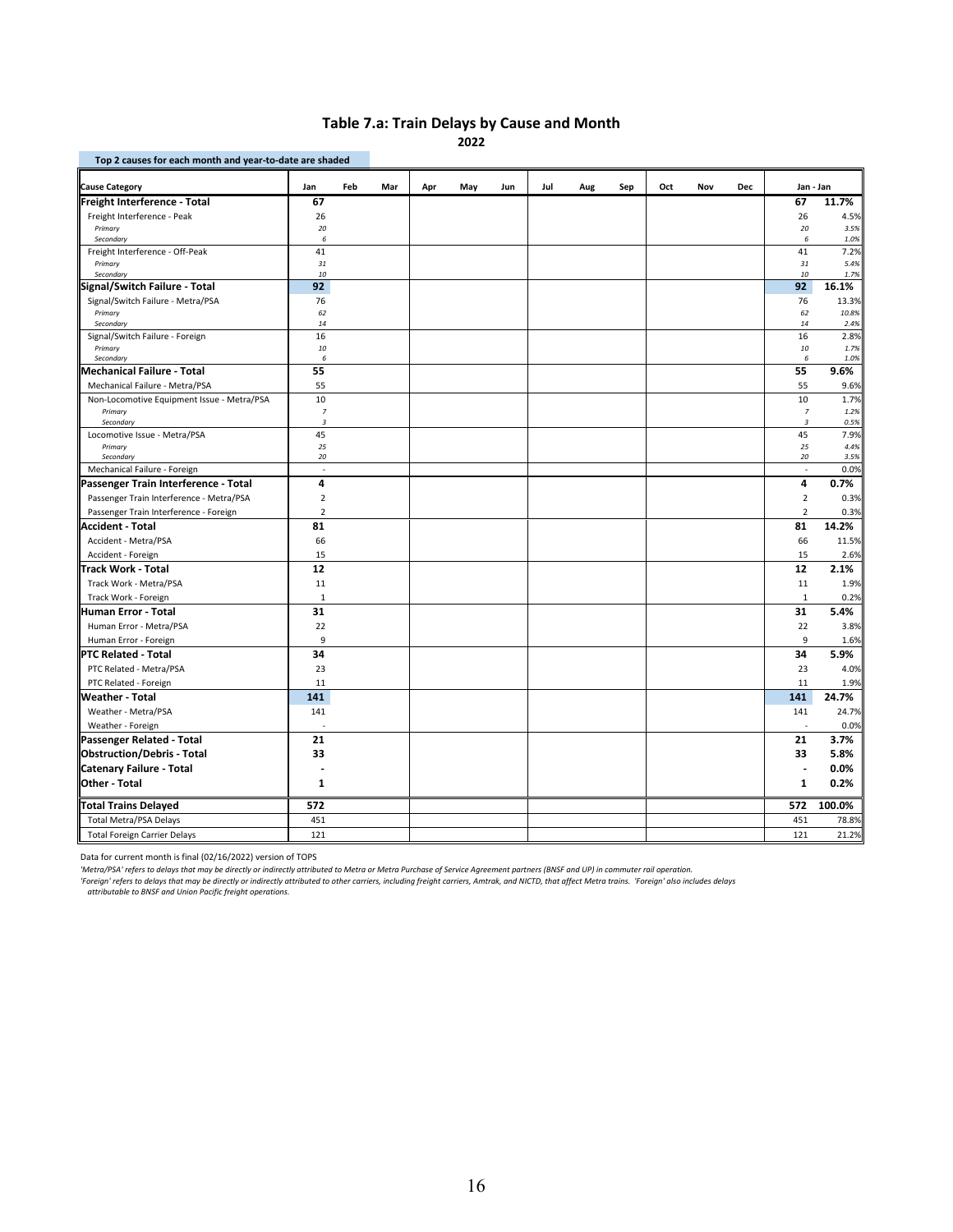## Table 7.a: Train Delays by Cause and Month

**2022**

Top 2 causes for each month and year-to-date are shaded

| Cause Category | Jan | Feb | Mar | Apr | May | Jun | Jul | Aug | Sep | Oct | Nov | Dec | Jan - Jan | |
|---|---|---|---|---|---|---|---|---|---|---|---|---|---|---|
| **Freight Interference - Total** | **67** | | | | | | | | | | | | **67** | **11.7%** |
| Freight Interference - Peak | 26 | | | | | | | | | | | | 26 | 4.5% |
| *Primary* | *20* | | | | | | | | | | | | *20* | *3.5%* |
| *Secondary* | *6* | | | | | | | | | | | | *6* | *1.0%* |
| Freight Interference - Off-Peak | 41 | | | | | | | | | | | | 41 | 7.2% |
| *Primary* | *31* | | | | | | | | | | | | *31* | *5.4%* |
| *Secondary* | *10* | | | | | | | | | | | | *10* | *1.7%* |
| **Signal/Switch Failure - Total** | **92** | | | | | | | | | | | | **92** | **16.1%** |
| Signal/Switch Failure - Metra/PSA | 76 | | | | | | | | | | | | 76 | 13.3% |
| *Primary* | *62* | | | | | | | | | | | | *62* | *10.8%* |
| *Secondary* | *14* | | | | | | | | | | | | *14* | *2.4%* |
| Signal/Switch Failure - Foreign | 16 | | | | | | | | | | | | 16 | 2.8% |
| *Primary* | *10* | | | | | | | | | | | | *10* | *1.7%* |
| *Secondary* | *6* | | | | | | | | | | | | *6* | *1.0%* |
| **Mechanical Failure - Total** | **55** | | | | | | | | | | | | **55** | **9.6%** |
| Mechanical Failure - Metra/PSA | 55 | | | | | | | | | | | | 55 | 9.6% |
| Non-Locomotive Equipment Issue - Metra/PSA | 10 | | | | | | | | | | | | 10 | 1.7% |
| *Primary* | *7* | | | | | | | | | | | | *7* | *1.2%* |
| *Secondary* | *3* | | | | | | | | | | | | *3* | *0.5%* |
| Locomotive Issue - Metra/PSA | 45 | | | | | | | | | | | | 45 | 7.9% |
| *Primary* | *25* | | | | | | | | | | | | *25* | *4.4%* |
| *Secondary* | *20* | | | | | | | | | | | | *20* | *3.5%* |
| Mechanical Failure - Foreign | - | | | | | | | | | | | | - | 0.0% |
| **Passenger Train Interference - Total** | **4** | | | | | | | | | | | | **4** | **0.7%** |
| Passenger Train Interference - Metra/PSA | 2 | | | | | | | | | | | | 2 | 0.3% |
| Passenger Train Interference - Foreign | 2 | | | | | | | | | | | | 2 | 0.3% |
| **Accident - Total** | **81** | | | | | | | | | | | | **81** | **14.2%** |
| Accident - Metra/PSA | 66 | | | | | | | | | | | | 66 | 11.5% |
| Accident - Foreign | 15 | | | | | | | | | | | | 15 | 2.6% |
| **Track Work - Total** | **12** | | | | | | | | | | | | **12** | **2.1%** |
| Track Work - Metra/PSA | 11 | | | | | | | | | | | | 11 | 1.9% |
| Track Work - Foreign | 1 | | | | | | | | | | | | 1 | 0.2% |
| **Human Error - Total** | **31** | | | | | | | | | | | | **31** | **5.4%** |
| Human Error - Metra/PSA | 22 | | | | | | | | | | | | 22 | 3.8% |
| Human Error - Foreign | 9 | | | | | | | | | | | | 9 | 1.6% |
| **PTC Related - Total** | **34** | | | | | | | | | | | | **34** | **5.9%** |
| PTC Related - Metra/PSA | 23 | | | | | | | | | | | | 23 | 4.0% |
| PTC Related - Foreign | 11 | | | | | | | | | | | | 11 | 1.9% |
| **Weather - Total** | **141** | | | | | | | | | | | | **141** | **24.7%** |
| Weather - Metra/PSA | 141 | | | | | | | | | | | | 141 | 24.7% |
| Weather - Foreign | - | | | | | | | | | | | | - | 0.0% |
| **Passenger Related - Total** | **21** | | | | | | | | | | | | **21** | **3.7%** |
| **Obstruction/Debris - Total** | **33** | | | | | | | | | | | | **33** | **5.8%** |
| **Catenary Failure - Total** | **-** | | | | | | | | | | | | **-** | **0.0%** |
| **Other - Total** | **1** | | | | | | | | | | | | **1** | **0.2%** |
| **Total Trains Delayed** | **572** | | | | | | | | | | | | **572** | **100.0%** |
| Total Metra/PSA Delays | 451 | | | | | | | | | | | | 451 | 78.8% |
| Total Foreign Carrier Delays | 121 | | | | | | | | | | | | 121 | 21.2% |

Data for current month is final (02/16/2022) version of TOPS

*'Metra/PSA' refers to delays that may be directly or indirectly attributed to Metra or Metra Purchase of Service Agreement partners (BNSF and UP) in commuter rail operation.*

*'Foreign' refers to delays that may be directly or indirectly attributed to other carriers, including freight carriers, Amtrak, and NICTD, that affect Metra trains. 'Foreign' also includes delays attributable to BNSF and Union Pacific freight operations.*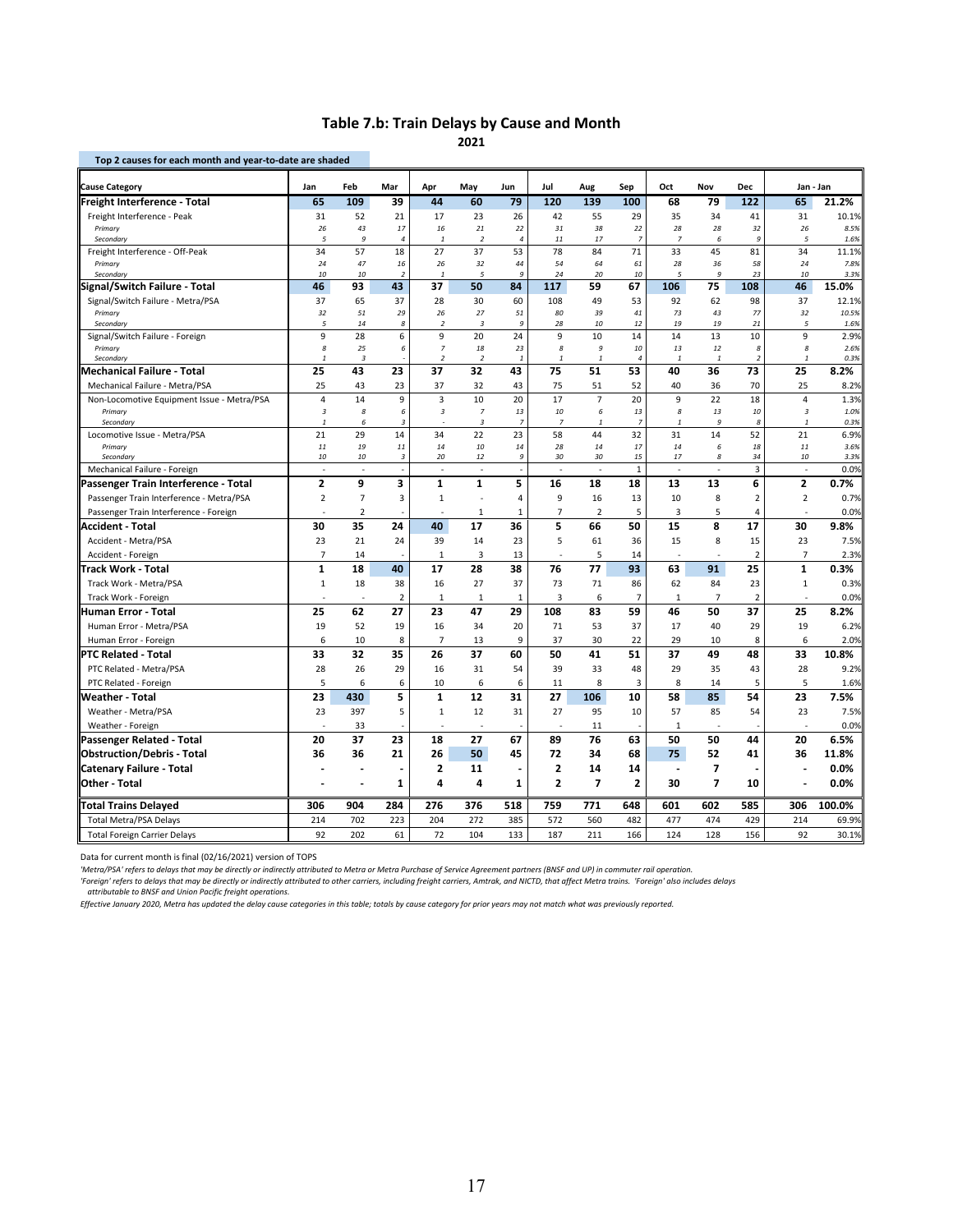## Table 7.b: Train Delays by Cause and Month

2021

Top 2 causes for each month and year-to-date are shaded

| Cause Category | Jan | Feb | Mar | Apr | May | Jun | Jul | Aug | Sep | Oct | Nov | Dec | Jan - Jan | |
|---|---|---|---|---|---|---|---|---|---|---|---|---|---|---|
| **Freight Interference - Total** | **65** | **109** | **39** | **44** | **60** | **79** | **120** | **139** | **100** | **68** | **79** | **122** | **65** | **21.2%** |
| Freight Interference - Peak | 31 | 52 | 21 | 17 | 23 | 26 | 42 | 55 | 29 | 35 | 34 | 41 | 31 | 10.1% |
| *Primary* | *26* | *43* | *17* | *16* | *21* | *22* | *31* | *38* | *22* | *28* | *28* | *32* | *26* | *8.5%* |
| *Secondary* | *5* | *9* | *4* | *1* | *2* | *4* | *11* | *17* | *7* | *7* | *6* | *9* | *5* | *1.6%* |
| Freight Interference - Off-Peak | 34 | 57 | 18 | 27 | 37 | 53 | 78 | 84 | 71 | 33 | 45 | 81 | 34 | 11.1% |
| *Primary* | *24* | *47* | *16* | *26* | *32* | *44* | *54* | *64* | *61* | *28* | *36* | *58* | *24* | *7.8%* |
| *Secondary* | *10* | *10* | *2* | *1* | *5* | *9* | *24* | *20* | *10* | *5* | *9* | *23* | *10* | *3.3%* |
| **Signal/Switch Failure - Total** | **46** | **93** | **43** | **37** | **50** | **84** | **117** | **59** | **67** | **106** | **75** | **108** | **46** | **15.0%** |
| Signal/Switch Failure - Metra/PSA | 37 | 65 | 37 | 28 | 30 | 60 | 108 | 49 | 53 | 92 | 62 | 98 | 37 | 12.1% |
| *Primary* | *32* | *51* | *29* | *26* | *27* | *51* | *80* | *39* | *41* | *73* | *43* | *77* | *32* | *10.5%* |
| *Secondary* | *5* | *14* | *8* | *2* | *3* | *9* | *28* | *10* | *12* | *19* | *19* | *21* | *5* | *1.6%* |
| Signal/Switch Failure - Foreign | 9 | 28 | 6 | 9 | 20 | 24 | 9 | 10 | 14 | 14 | 13 | 10 | 9 | 2.9% |
| *Primary* | *8* | *25* | *6* | *7* | *18* | *23* | *8* | *9* | *10* | *13* | *12* | *8* | *8* | *2.6%* |
| *Secondary* | *1* | *3* | *-* | *2* | *2* | *1* | *1* | *1* | *4* | *1* | *1* | *2* | *1* | *0.3%* |
| **Mechanical Failure - Total** | **25** | **43** | **23** | **37** | **32** | **43** | **75** | **51** | **53** | **40** | **36** | **73** | **25** | **8.2%** |
| Mechanical Failure - Metra/PSA | 25 | 43 | 23 | 37 | 32 | 43 | 75 | 51 | 52 | 40 | 36 | 70 | 25 | 8.2% |
| Non-Locomotive Equipment Issue - Metra/PSA | 4 | 14 | 9 | 3 | 10 | 20 | 17 | 7 | 20 | 9 | 22 | 18 | 4 | 1.3% |
| *Primary* | *3* | *8* | *6* | *3* | *7* | *13* | *10* | *6* | *13* | *8* | *13* | *10* | *3* | *1.0%* |
| *Secondary* | *1* | *6* | *3* | *-* | *3* | *7* | *7* | *1* | *7* | *1* | *9* | *8* | *1* | *0.3%* |
| Locomotive Issue - Metra/PSA | 21 | 29 | 14 | 34 | 22 | 23 | 58 | 44 | 32 | 31 | 14 | 52 | 21 | 6.9% |
| *Primary* | *11* | *19* | *11* | *14* | *10* | *14* | *28* | *14* | *17* | *14* | *6* | *18* | *11* | *3.6%* |
| *Secondary* | *10* | *10* | *3* | *20* | *12* | *9* | *30* | *30* | *15* | *17* | *8* | *34* | *10* | *3.3%* |
| Mechanical Failure - Foreign | - | - | - | - | - | - | - | - | 1 | - | - | 3 | - | 0.0% |
| **Passenger Train Interference - Total** | **2** | **9** | **3** | **1** | **1** | **5** | **16** | **18** | **18** | **13** | **13** | **6** | **2** | **0.7%** |
| Passenger Train Interference - Metra/PSA | 2 | 7 | 3 | 1 | - | 4 | 9 | 16 | 13 | 10 | 8 | 2 | 2 | 0.7% |
| Passenger Train Interference - Foreign | - | 2 | - | - | 1 | 1 | 7 | 2 | 5 | 3 | 5 | 4 | - | 0.0% |
| **Accident - Total** | **30** | **35** | **24** | **40** | **17** | **36** | **5** | **66** | **50** | **15** | **8** | **17** | **30** | **9.8%** |
| Accident - Metra/PSA | 23 | 21 | 24 | 39 | 14 | 23 | 5 | 61 | 36 | 15 | 8 | 15 | 23 | 7.5% |
| Accident - Foreign | 7 | 14 | - | 1 | 3 | 13 | - | 5 | 14 | - | - | 2 | 7 | 2.3% |
| **Track Work - Total** | **1** | **18** | **40** | **17** | **28** | **38** | **76** | **77** | **93** | **63** | **91** | **25** | **1** | **0.3%** |
| Track Work - Metra/PSA | 1 | 18 | 38 | 16 | 27 | 37 | 73 | 71 | 86 | 62 | 84 | 23 | 1 | 0.3% |
| Track Work - Foreign | - | - | 2 | 1 | 1 | 1 | 3 | 6 | 7 | 1 | 7 | 2 | - | 0.0% |
| **Human Error - Total** | **25** | **62** | **27** | **23** | **47** | **29** | **108** | **83** | **59** | **46** | **50** | **37** | **25** | **8.2%** |
| Human Error - Metra/PSA | 19 | 52 | 19 | 16 | 34 | 20 | 71 | 53 | 37 | 17 | 40 | 29 | 19 | 6.2% |
| Human Error - Foreign | 6 | 10 | 8 | 7 | 13 | 9 | 37 | 30 | 22 | 29 | 10 | 8 | 6 | 2.0% |
| **PTC Related - Total** | **33** | **32** | **35** | **26** | **37** | **60** | **50** | **41** | **51** | **37** | **49** | **48** | **33** | **10.8%** |
| PTC Related - Metra/PSA | 28 | 26 | 29 | 16 | 31 | 54 | 39 | 33 | 48 | 29 | 35 | 43 | 28 | 9.2% |
| PTC Related - Foreign | 5 | 6 | 6 | 10 | 6 | 6 | 11 | 8 | 3 | 8 | 14 | 5 | 5 | 1.6% |
| **Weather - Total** | **23** | **430** | **5** | **1** | **12** | **31** | **27** | **106** | **10** | **58** | **85** | **54** | **23** | **7.5%** |
| Weather - Metra/PSA | 23 | 397 | 5 | 1 | 12 | 31 | 27 | 95 | 10 | 57 | 85 | 54 | 23 | 7.5% |
| Weather - Foreign | - | 33 | - | - | - | - | - | 11 | - | 1 | - | - | - | 0.0% |
| **Passenger Related - Total** | **20** | **37** | **23** | **18** | **27** | **67** | **89** | **76** | **63** | **50** | **50** | **44** | **20** | **6.5%** |
| **Obstruction/Debris - Total** | **36** | **36** | **21** | **26** | **50** | **45** | **72** | **34** | **68** | **75** | **52** | **41** | **36** | **11.8%** |
| **Catenary Failure - Total** | **-** | **-** | **-** | **2** | **11** | **-** | **2** | **14** | **14** | **-** | **7** | **-** | **-** | **0.0%** |
| **Other - Total** | **-** | **-** | **1** | **4** | **4** | **1** | **2** | **7** | **2** | **30** | **7** | **10** | **-** | **0.0%** |
| **Total Trains Delayed** | **306** | **904** | **284** | **276** | **376** | **518** | **759** | **771** | **648** | **601** | **602** | **585** | **306** | **100.0%** |
| Total Metra/PSA Delays | 214 | 702 | 223 | 204 | 272 | 385 | 572 | 560 | 482 | 477 | 474 | 429 | 214 | 69.9% |
| Total Foreign Carrier Delays | 92 | 202 | 61 | 72 | 104 | 133 | 187 | 211 | 166 | 124 | 128 | 156 | 92 | 30.1% |

Data for current month is final (02/16/2021) version of TOPS

*'Metra/PSA' refers to delays that may be directly or indirectly attributed to Metra or Metra Purchase of Service Agreement partners (BNSF and UP) in commuter rail operation.*

*'Foreign' refers to delays that may be directly or indirectly attributed to other carriers, including freight carriers, Amtrak, and NICTD, that affect Metra trains. 'Foreign' also includes delays attributable to BNSF and Union Pacific freight operations.*

*Effective January 2020, Metra has updated the delay cause categories in this table; totals by cause category for prior years may not match what was previously reported.*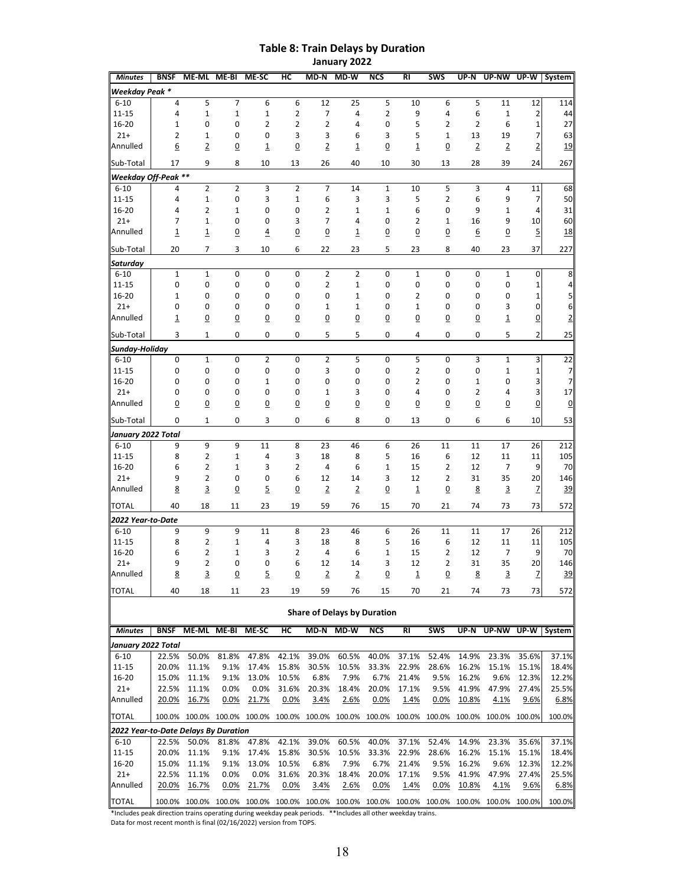# Table 8: Train Delays by Duration

January 2022

| Minutes | BNSF | ME-ML | ME-BI | ME-SC | HC | MD-N | MD-W | NCS | RI | SWS | UP-N | UP-NW | UP-W | System |
|---|---|---|---|---|---|---|---|---|---|---|---|---|---|---|
| ***Weekday Peak **** | | | | | | | | | | | | | | |
| 6-10 | 4 | 5 | 7 | 6 | 6 | 12 | 25 | 5 | 10 | 6 | 5 | 11 | 12 | 114 |
| 11-15 | 4 | 1 | 1 | 1 | 2 | 7 | 4 | 2 | 9 | 4 | 6 | 1 | 2 | 44 |
| 16-20 | 1 | 0 | 0 | 2 | 2 | 2 | 4 | 0 | 5 | 2 | 2 | 6 | 1 | 27 |
| 21+ | 2 | 1 | 0 | 0 | 3 | 3 | 6 | 3 | 5 | 1 | 13 | 19 | 7 | 63 |
| Annulled | 6 | 2 | 0 | 1 | 0 | 2 | 1 | 0 | 1 | 0 | 2 | 2 | 2 | 19 |
| Sub-Total | 17 | 9 | 8 | 10 | 13 | 26 | 40 | 10 | 30 | 13 | 28 | 39 | 24 | 267 |
| ***Weekday Off-Peak ***** | | | | | | | | | | | | | | |
| 6-10 | 4 | 2 | 2 | 3 | 2 | 7 | 14 | 1 | 10 | 5 | 3 | 4 | 11 | 68 |
| 11-15 | 4 | 1 | 0 | 3 | 1 | 6 | 3 | 3 | 5 | 2 | 6 | 9 | 7 | 50 |
| 16-20 | 4 | 2 | 1 | 0 | 0 | 2 | 1 | 1 | 6 | 0 | 9 | 1 | 4 | 31 |
| 21+ | 7 | 1 | 0 | 0 | 3 | 7 | 4 | 0 | 2 | 1 | 16 | 9 | 10 | 60 |
| Annulled | 1 | 1 | 0 | 4 | 0 | 0 | 1 | 0 | 0 | 0 | 6 | 0 | 5 | 18 |
| Sub-Total | 20 | 7 | 3 | 10 | 6 | 22 | 23 | 5 | 23 | 8 | 40 | 23 | 37 | 227 |
| ***Saturday*** | | | | | | | | | | | | | | |
| 6-10 | 1 | 1 | 0 | 0 | 0 | 2 | 2 | 0 | 1 | 0 | 0 | 1 | 0 | 8 |
| 11-15 | 0 | 0 | 0 | 0 | 0 | 2 | 1 | 0 | 0 | 0 | 0 | 0 | 1 | 4 |
| 16-20 | 1 | 0 | 0 | 0 | 0 | 0 | 1 | 0 | 2 | 0 | 0 | 0 | 1 | 5 |
| 21+ | 0 | 0 | 0 | 0 | 0 | 1 | 1 | 0 | 1 | 0 | 0 | 3 | 0 | 6 |
| Annulled | 1 | 0 | 0 | 0 | 0 | 0 | 0 | 0 | 0 | 0 | 0 | 1 | 0 | 2 |
| Sub-Total | 3 | 1 | 0 | 0 | 0 | 5 | 5 | 0 | 4 | 0 | 0 | 5 | 2 | 25 |
| ***Sunday-Holiday*** | | | | | | | | | | | | | | |
| 6-10 | 0 | 1 | 0 | 2 | 0 | 2 | 5 | 0 | 5 | 0 | 3 | 1 | 3 | 22 |
| 11-15 | 0 | 0 | 0 | 0 | 0 | 3 | 0 | 0 | 2 | 0 | 0 | 1 | 1 | 7 |
| 16-20 | 0 | 0 | 0 | 1 | 0 | 0 | 0 | 0 | 2 | 0 | 1 | 0 | 3 | 7 |
| 21+ | 0 | 0 | 0 | 0 | 0 | 1 | 3 | 0 | 4 | 0 | 2 | 4 | 3 | 17 |
| Annulled | 0 | 0 | 0 | 0 | 0 | 0 | 0 | 0 | 0 | 0 | 0 | 0 | 0 | 0 |
| Sub-Total | 0 | 1 | 0 | 3 | 0 | 6 | 8 | 0 | 13 | 0 | 6 | 6 | 10 | 53 |
| ***January 2022 Total*** | | | | | | | | | | | | | | |
| 6-10 | 9 | 9 | 9 | 11 | 8 | 23 | 46 | 6 | 26 | 11 | 11 | 17 | 26 | 212 |
| 11-15 | 8 | 2 | 1 | 4 | 3 | 18 | 8 | 5 | 16 | 6 | 12 | 11 | 11 | 105 |
| 16-20 | 6 | 2 | 1 | 3 | 2 | 4 | 6 | 1 | 15 | 2 | 12 | 7 | 9 | 70 |
| 21+ | 9 | 2 | 0 | 0 | 6 | 12 | 14 | 3 | 12 | 2 | 31 | 35 | 20 | 146 |
| Annulled | 8 | 3 | 0 | 5 | 0 | 2 | 2 | 0 | 1 | 0 | 8 | 3 | 7 | 39 |
| TOTAL | 40 | 18 | 11 | 23 | 19 | 59 | 76 | 15 | 70 | 21 | 74 | 73 | 73 | 572 |
| ***2022 Year-to-Date*** | | | | | | | | | | | | | | |
| 6-10 | 9 | 9 | 9 | 11 | 8 | 23 | 46 | 6 | 26 | 11 | 11 | 17 | 26 | 212 |
| 11-15 | 8 | 2 | 1 | 4 | 3 | 18 | 8 | 5 | 16 | 6 | 12 | 11 | 11 | 105 |
| 16-20 | 6 | 2 | 1 | 3 | 2 | 4 | 6 | 1 | 15 | 2 | 12 | 7 | 9 | 70 |
| 21+ | 9 | 2 | 0 | 0 | 6 | 12 | 14 | 3 | 12 | 2 | 31 | 35 | 20 | 146 |
| Annulled | 8 | 3 | 0 | 5 | 0 | 2 | 2 | 0 | 1 | 0 | 8 | 3 | 7 | 39 |
| TOTAL | 40 | 18 | 11 | 23 | 19 | 59 | 76 | 15 | 70 | 21 | 74 | 73 | 73 | 572 |

## Share of Delays by Duration

| Minutes | BNSF | ME-ML | ME-BI | ME-SC | HC | MD-N | MD-W | NCS | RI | SWS | UP-N | UP-NW | UP-W | System |
|---|---|---|---|---|---|---|---|---|---|---|---|---|---|---|
| ***January 2022 Total*** | | | | | | | | | | | | | | |
| 6-10 | 22.5% | 50.0% | 81.8% | 47.8% | 42.1% | 39.0% | 60.5% | 40.0% | 37.1% | 52.4% | 14.9% | 23.3% | 35.6% | 37.1% |
| 11-15 | 20.0% | 11.1% | 9.1% | 17.4% | 15.8% | 30.5% | 10.5% | 33.3% | 22.9% | 28.6% | 16.2% | 15.1% | 15.1% | 18.4% |
| 16-20 | 15.0% | 11.1% | 9.1% | 13.0% | 10.5% | 6.8% | 7.9% | 6.7% | 21.4% | 9.5% | 16.2% | 9.6% | 12.3% | 12.2% |
| 21+ | 22.5% | 11.1% | 0.0% | 0.0% | 31.6% | 20.3% | 18.4% | 20.0% | 17.1% | 9.5% | 41.9% | 47.9% | 27.4% | 25.5% |
| Annulled | 20.0% | 16.7% | 0.0% | 21.7% | 0.0% | 3.4% | 2.6% | 0.0% | 1.4% | 0.0% | 10.8% | 4.1% | 9.6% | 6.8% |
| TOTAL | 100.0% | 100.0% | 100.0% | 100.0% | 100.0% | 100.0% | 100.0% | 100.0% | 100.0% | 100.0% | 100.0% | 100.0% | 100.0% | 100.0% |
| ***2022 Year-to-Date Delays By Duration*** | | | | | | | | | | | | | | |
| 6-10 | 22.5% | 50.0% | 81.8% | 47.8% | 42.1% | 39.0% | 60.5% | 40.0% | 37.1% | 52.4% | 14.9% | 23.3% | 35.6% | 37.1% |
| 11-15 | 20.0% | 11.1% | 9.1% | 17.4% | 15.8% | 30.5% | 10.5% | 33.3% | 22.9% | 28.6% | 16.2% | 15.1% | 15.1% | 18.4% |
| 16-20 | 15.0% | 11.1% | 9.1% | 13.0% | 10.5% | 6.8% | 7.9% | 6.7% | 21.4% | 9.5% | 16.2% | 9.6% | 12.3% | 12.2% |
| 21+ | 22.5% | 11.1% | 0.0% | 0.0% | 31.6% | 20.3% | 18.4% | 20.0% | 17.1% | 9.5% | 41.9% | 47.9% | 27.4% | 25.5% |
| Annulled | 20.0% | 16.7% | 0.0% | 21.7% | 0.0% | 3.4% | 2.6% | 0.0% | 1.4% | 0.0% | 10.8% | 4.1% | 9.6% | 6.8% |
| TOTAL | 100.0% | 100.0% | 100.0% | 100.0% | 100.0% | 100.0% | 100.0% | 100.0% | 100.0% | 100.0% | 100.0% | 100.0% | 100.0% | 100.0% |

*Includes peak direction trains operating during weekday peak periods. **Includes all other weekday trains.

Data for most recent month is final (02/16/2022) version from TOPS.